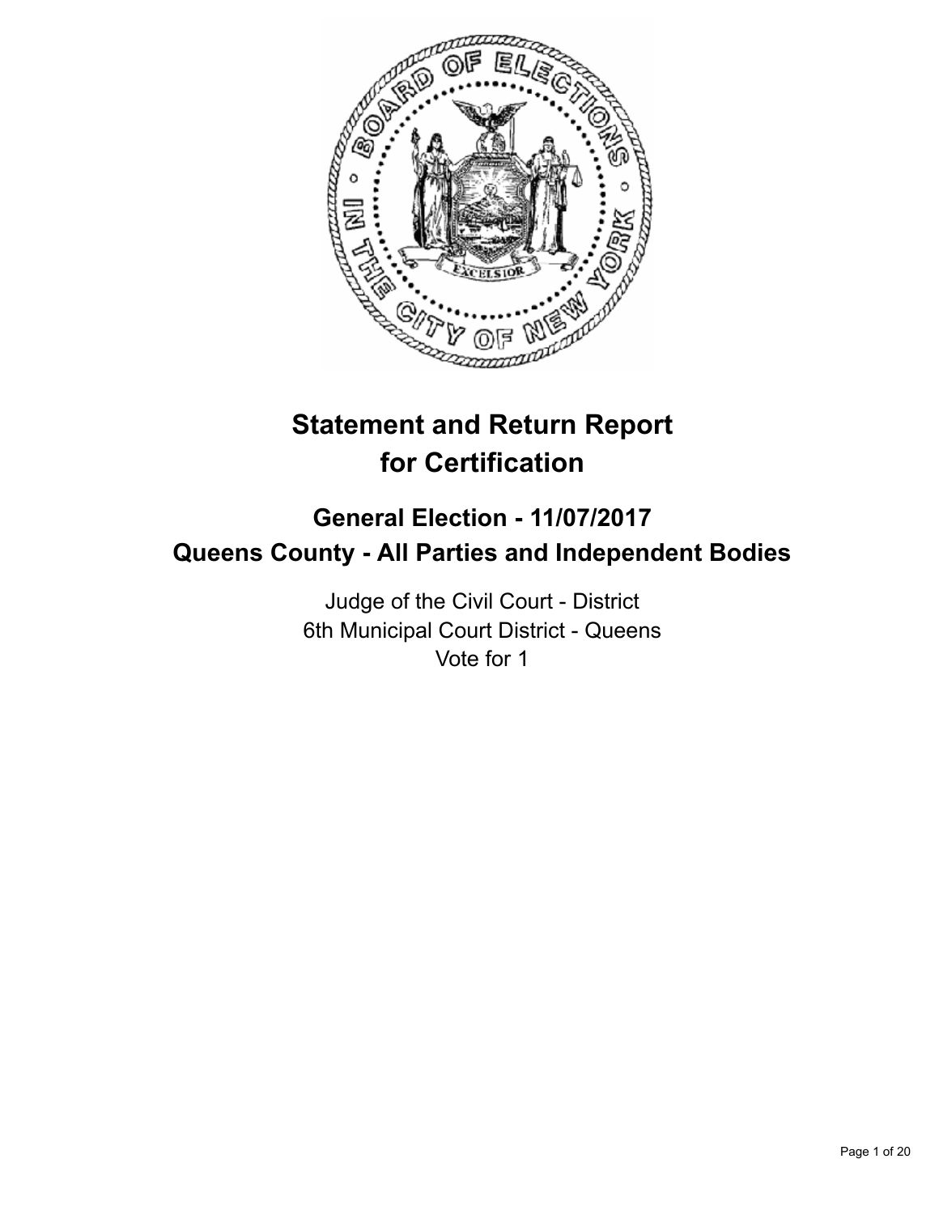# Statement and Return Report for Certification

## General Election - 11/07/2017
## Queens County - All Parties and Independent Bodies

Judge of the Civil Court - District
6th Municipal Court District - Queens
Vote for 1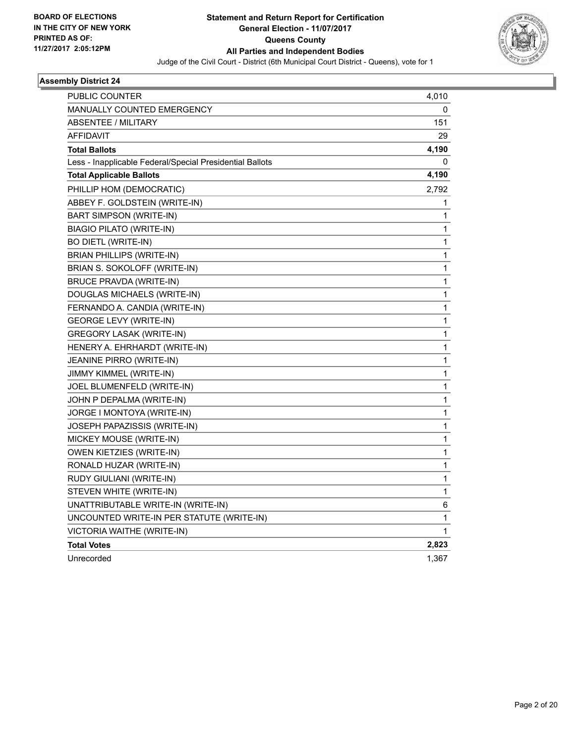**BOARD OF ELECTIONS IN THE CITY OF NEW YORK PRINTED AS OF: 11/27/2017 2:05:12PM**

# Statement and Return Report for Certification
## General Election - 11/07/2017
## Queens County
## All Parties and Independent Bodies

Judge of the Civil Court - District (6th Municipal Court District - Queens), vote for 1

### Assembly District 24

| | |
|---|---|
| PUBLIC COUNTER | 4,010 |
| MANUALLY COUNTED EMERGENCY | 0 |
| ABSENTEE / MILITARY | 151 |
| AFFIDAVIT | 29 |
| **Total Ballots** | **4,190** |
| Less - Inapplicable Federal/Special Presidential Ballots | 0 |
| **Total Applicable Ballots** | **4,190** |
| PHILLIP HOM (DEMOCRATIC) | 2,792 |
| ABBEY F. GOLDSTEIN (WRITE-IN) | 1 |
| BART SIMPSON (WRITE-IN) | 1 |
| BIAGIO PILATO (WRITE-IN) | 1 |
| BO DIETL (WRITE-IN) | 1 |
| BRIAN PHILLIPS (WRITE-IN) | 1 |
| BRIAN S. SOKOLOFF (WRITE-IN) | 1 |
| BRUCE PRAVDA (WRITE-IN) | 1 |
| DOUGLAS MICHAELS (WRITE-IN) | 1 |
| FERNANDO A. CANDIA (WRITE-IN) | 1 |
| GEORGE LEVY (WRITE-IN) | 1 |
| GREGORY LASAK (WRITE-IN) | 1 |
| HENERY A. EHRHARDT (WRITE-IN) | 1 |
| JEANINE PIRRO (WRITE-IN) | 1 |
| JIMMY KIMMEL (WRITE-IN) | 1 |
| JOEL BLUMENFELD (WRITE-IN) | 1 |
| JOHN P DEPALMA (WRITE-IN) | 1 |
| JORGE I MONTOYA (WRITE-IN) | 1 |
| JOSEPH PAPAZISSIS (WRITE-IN) | 1 |
| MICKEY MOUSE (WRITE-IN) | 1 |
| OWEN KIETZIES (WRITE-IN) | 1 |
| RONALD HUZAR (WRITE-IN) | 1 |
| RUDY GIULIANI (WRITE-IN) | 1 |
| STEVEN WHITE (WRITE-IN) | 1 |
| UNATTRIBUTABLE WRITE-IN (WRITE-IN) | 6 |
| UNCOUNTED WRITE-IN PER STATUTE (WRITE-IN) | 1 |
| VICTORIA WAITHE (WRITE-IN) | 1 |
| **Total Votes** | **2,823** |
| Unrecorded | 1,367 |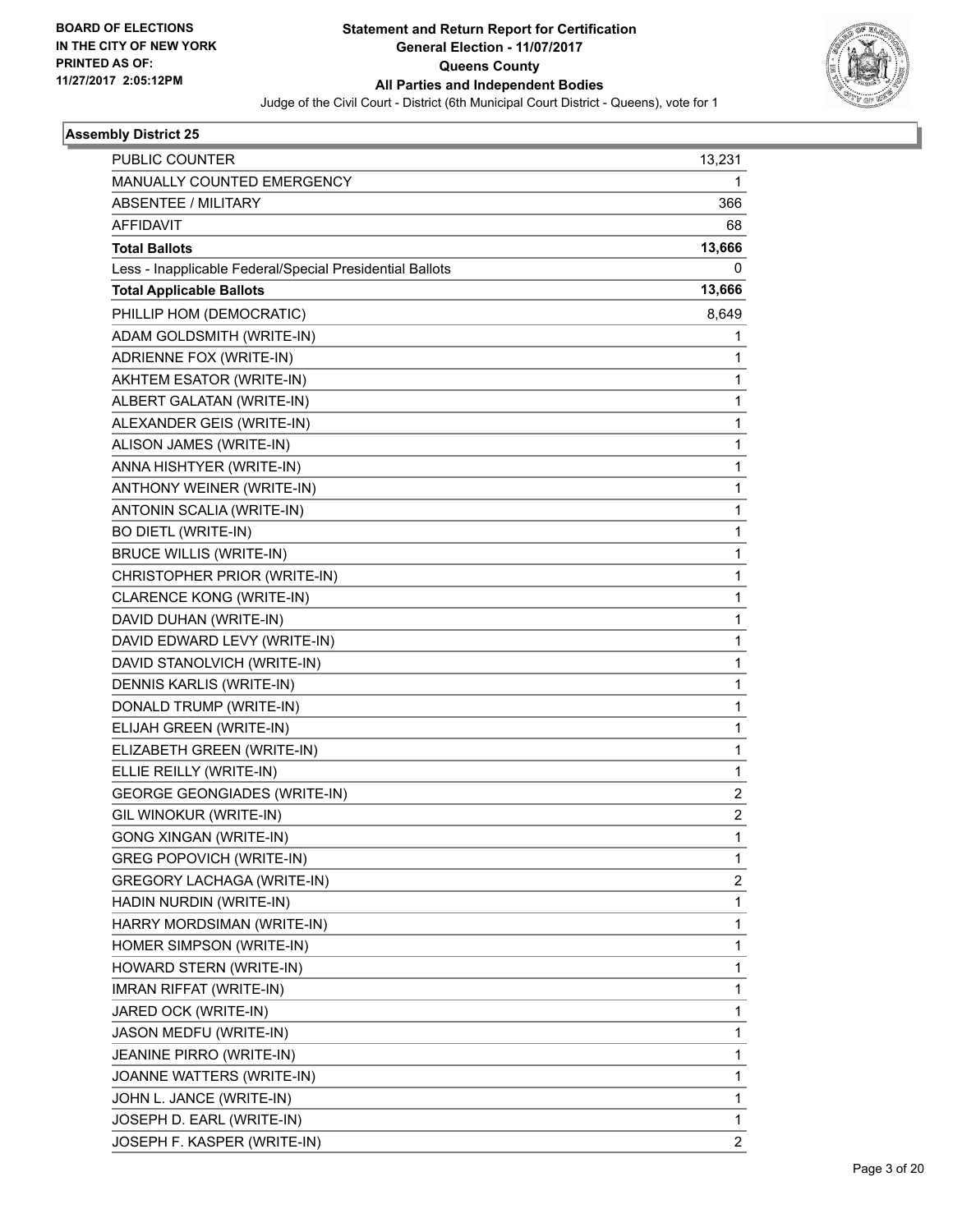**BOARD OF ELECTIONS IN THE CITY OF NEW YORK PRINTED AS OF: 11/27/2017 2:05:12PM**

# Statement and Return Report for Certification
## General Election - 11/07/2017
## Queens County
## All Parties and Independent Bodies

Judge of the Civil Court - District (6th Municipal Court District - Queens), vote for 1

### Assembly District 25

| | |
|---|---|
| PUBLIC COUNTER | 13,231 |
| MANUALLY COUNTED EMERGENCY | 1 |
| ABSENTEE / MILITARY | 366 |
| AFFIDAVIT | 68 |
| **Total Ballots** | **13,666** |
| Less - Inapplicable Federal/Special Presidential Ballots | 0 |
| **Total Applicable Ballots** | **13,666** |
| PHILLIP HOM (DEMOCRATIC) | 8,649 |
| ADAM GOLDSMITH (WRITE-IN) | 1 |
| ADRIENNE FOX (WRITE-IN) | 1 |
| AKHTEM ESATOR (WRITE-IN) | 1 |
| ALBERT GALATAN (WRITE-IN) | 1 |
| ALEXANDER GEIS (WRITE-IN) | 1 |
| ALISON JAMES (WRITE-IN) | 1 |
| ANNA HISHTYER (WRITE-IN) | 1 |
| ANTHONY WEINER (WRITE-IN) | 1 |
| ANTONIN SCALIA (WRITE-IN) | 1 |
| BO DIETL (WRITE-IN) | 1 |
| BRUCE WILLIS (WRITE-IN) | 1 |
| CHRISTOPHER PRIOR (WRITE-IN) | 1 |
| CLARENCE KONG (WRITE-IN) | 1 |
| DAVID DUHAN (WRITE-IN) | 1 |
| DAVID EDWARD LEVY (WRITE-IN) | 1 |
| DAVID STANOLVICH (WRITE-IN) | 1 |
| DENNIS KARLIS (WRITE-IN) | 1 |
| DONALD TRUMP (WRITE-IN) | 1 |
| ELIJAH GREEN (WRITE-IN) | 1 |
| ELIZABETH GREEN (WRITE-IN) | 1 |
| ELLIE REILLY (WRITE-IN) | 1 |
| GEORGE GEONGIADES (WRITE-IN) | 2 |
| GIL WINOKUR (WRITE-IN) | 2 |
| GONG XINGAN (WRITE-IN) | 1 |
| GREG POPOVICH (WRITE-IN) | 1 |
| GREGORY LACHAGA (WRITE-IN) | 2 |
| HADIN NURDIN (WRITE-IN) | 1 |
| HARRY MORDSIMAN (WRITE-IN) | 1 |
| HOMER SIMPSON (WRITE-IN) | 1 |
| HOWARD STERN (WRITE-IN) | 1 |
| IMRAN RIFFAT (WRITE-IN) | 1 |
| JARED OCK (WRITE-IN) | 1 |
| JASON MEDFU (WRITE-IN) | 1 |
| JEANINE PIRRO (WRITE-IN) | 1 |
| JOANNE WATTERS (WRITE-IN) | 1 |
| JOHN L. JANCE (WRITE-IN) | 1 |
| JOSEPH D. EARL (WRITE-IN) | 1 |
| JOSEPH F. KASPER (WRITE-IN) | 2 |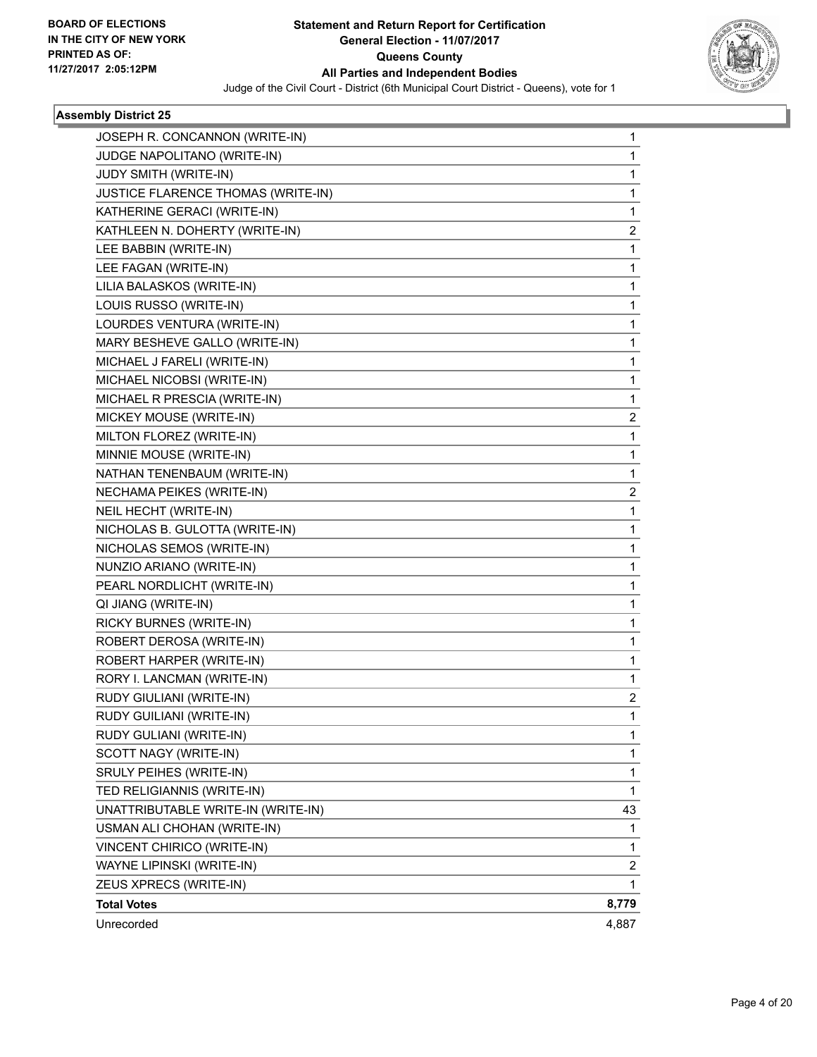BOARD OF ELECTIONS
IN THE CITY OF NEW YORK
PRINTED AS OF:
11/27/2017 2:05:12PM

**Statement and Return Report for Certification**
**General Election - 11/07/2017**
**Queens County**
**All Parties and Independent Bodies**
Judge of the Civil Court - District (6th Municipal Court District - Queens), vote for 1

### Assembly District 25

| Candidate | Votes |
|---|---|
| JOSEPH R. CONCANNON (WRITE-IN) | 1 |
| JUDGE NAPOLITANO (WRITE-IN) | 1 |
| JUDY SMITH (WRITE-IN) | 1 |
| JUSTICE FLARENCE THOMAS (WRITE-IN) | 1 |
| KATHERINE GERACI (WRITE-IN) | 1 |
| KATHLEEN N. DOHERTY (WRITE-IN) | 2 |
| LEE BABBIN (WRITE-IN) | 1 |
| LEE FAGAN (WRITE-IN) | 1 |
| LILIA BALASKOS (WRITE-IN) | 1 |
| LOUIS RUSSO (WRITE-IN) | 1 |
| LOURDES VENTURA (WRITE-IN) | 1 |
| MARY BESHEVE GALLO (WRITE-IN) | 1 |
| MICHAEL J FARELI (WRITE-IN) | 1 |
| MICHAEL NICOBSI (WRITE-IN) | 1 |
| MICHAEL R PRESCIA (WRITE-IN) | 1 |
| MICKEY MOUSE (WRITE-IN) | 2 |
| MILTON FLOREZ (WRITE-IN) | 1 |
| MINNIE MOUSE (WRITE-IN) | 1 |
| NATHAN TENENBAUM (WRITE-IN) | 1 |
| NECHAMA PEIKES (WRITE-IN) | 2 |
| NEIL HECHT (WRITE-IN) | 1 |
| NICHOLAS B. GULOTTA (WRITE-IN) | 1 |
| NICHOLAS SEMOS (WRITE-IN) | 1 |
| NUNZIO ARIANO (WRITE-IN) | 1 |
| PEARL NORDLICHT (WRITE-IN) | 1 |
| QI JIANG (WRITE-IN) | 1 |
| RICKY BURNES (WRITE-IN) | 1 |
| ROBERT DEROSA (WRITE-IN) | 1 |
| ROBERT HARPER (WRITE-IN) | 1 |
| RORY I. LANCMAN (WRITE-IN) | 1 |
| RUDY GIULIANI (WRITE-IN) | 2 |
| RUDY GUILIANI (WRITE-IN) | 1 |
| RUDY GULIANI (WRITE-IN) | 1 |
| SCOTT NAGY (WRITE-IN) | 1 |
| SRULY PEIHES (WRITE-IN) | 1 |
| TED RELIGIANNIS (WRITE-IN) | 1 |
| UNATTRIBUTABLE WRITE-IN (WRITE-IN) | 43 |
| USMAN ALI CHOHAN (WRITE-IN) | 1 |
| VINCENT CHIRICO (WRITE-IN) | 1 |
| WAYNE LIPINSKI (WRITE-IN) | 2 |
| ZEUS XPRECS (WRITE-IN) | 1 |
| **Total Votes** | **8,779** |
| Unrecorded | 4,887 |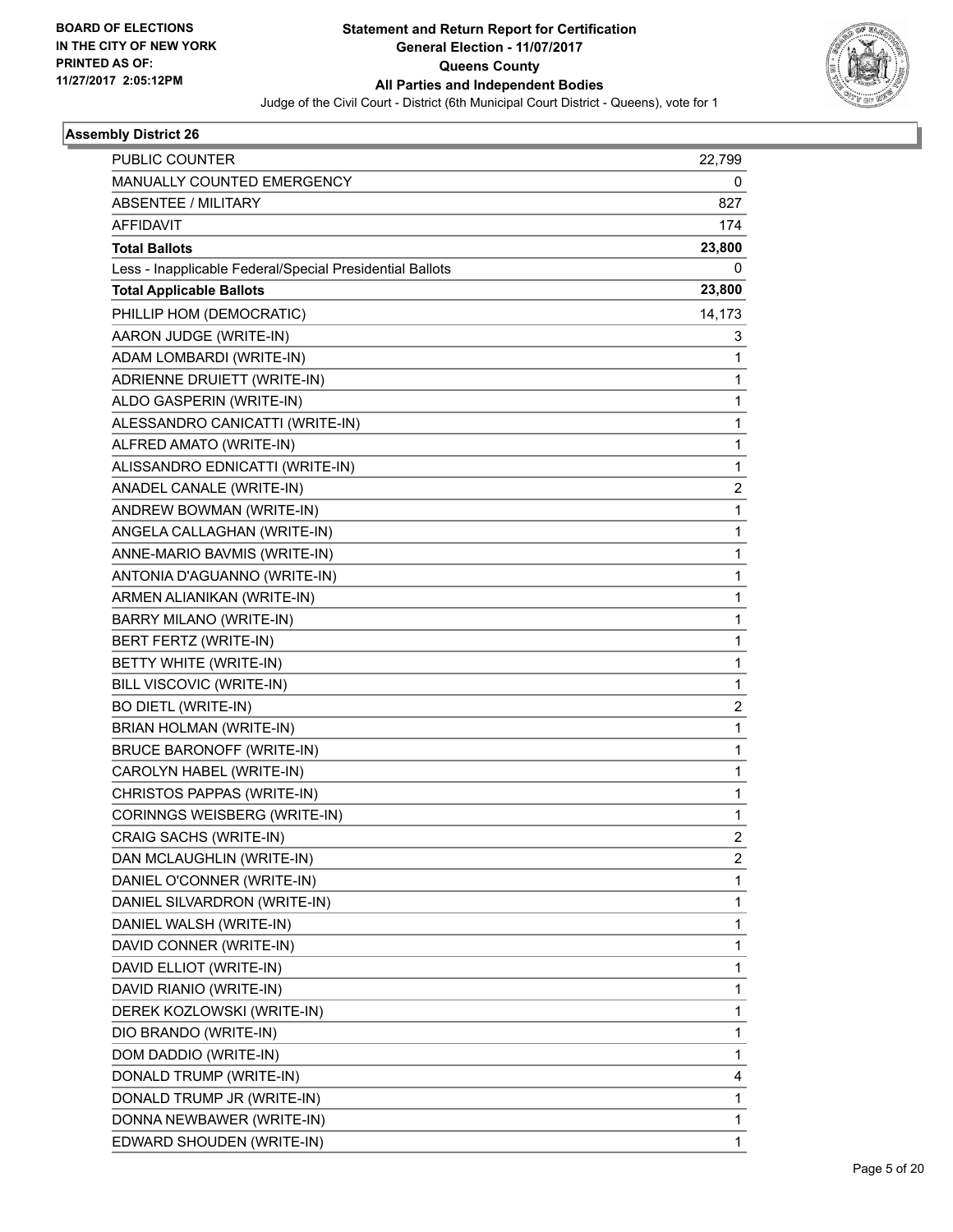BOARD OF ELECTIONS
IN THE CITY OF NEW YORK
PRINTED AS OF:
11/27/2017 2:05:12PM

**Statement and Return Report for Certification**
**General Election - 11/07/2017**
**Queens County**
**All Parties and Independent Bodies**
Judge of the Civil Court - District (6th Municipal Court District - Queens), vote for 1

## Assembly District 26

| | |
|---|---|
| PUBLIC COUNTER | 22,799 |
| MANUALLY COUNTED EMERGENCY | 0 |
| ABSENTEE / MILITARY | 827 |
| AFFIDAVIT | 174 |
| **Total Ballots** | **23,800** |
| Less - Inapplicable Federal/Special Presidential Ballots | 0 |
| **Total Applicable Ballots** | **23,800** |
| PHILLIP HOM (DEMOCRATIC) | 14,173 |
| AARON JUDGE (WRITE-IN) | 3 |
| ADAM LOMBARDI (WRITE-IN) | 1 |
| ADRIENNE DRUIETT (WRITE-IN) | 1 |
| ALDO GASPERIN (WRITE-IN) | 1 |
| ALESSANDRO CANICATTI (WRITE-IN) | 1 |
| ALFRED AMATO (WRITE-IN) | 1 |
| ALISSANDRO EDNICATTI (WRITE-IN) | 1 |
| ANADEL CANALE (WRITE-IN) | 2 |
| ANDREW BOWMAN (WRITE-IN) | 1 |
| ANGELA CALLAGHAN (WRITE-IN) | 1 |
| ANNE-MARIO BAVMIS (WRITE-IN) | 1 |
| ANTONIA D'AGUANNO (WRITE-IN) | 1 |
| ARMEN ALIANIKAN (WRITE-IN) | 1 |
| BARRY MILANO (WRITE-IN) | 1 |
| BERT FERTZ (WRITE-IN) | 1 |
| BETTY WHITE (WRITE-IN) | 1 |
| BILL VISCOVIC (WRITE-IN) | 1 |
| BO DIETL (WRITE-IN) | 2 |
| BRIAN HOLMAN (WRITE-IN) | 1 |
| BRUCE BARONOFF (WRITE-IN) | 1 |
| CAROLYN HABEL (WRITE-IN) | 1 |
| CHRISTOS PAPPAS (WRITE-IN) | 1 |
| CORINNGS WEISBERG (WRITE-IN) | 1 |
| CRAIG SACHS (WRITE-IN) | 2 |
| DAN MCLAUGHLIN (WRITE-IN) | 2 |
| DANIEL O'CONNER (WRITE-IN) | 1 |
| DANIEL SILVARDRON (WRITE-IN) | 1 |
| DANIEL WALSH (WRITE-IN) | 1 |
| DAVID CONNER (WRITE-IN) | 1 |
| DAVID ELLIOT (WRITE-IN) | 1 |
| DAVID RIANIO (WRITE-IN) | 1 |
| DEREK KOZLOWSKI (WRITE-IN) | 1 |
| DIO BRANDO (WRITE-IN) | 1 |
| DOM DADDIO (WRITE-IN) | 1 |
| DONALD TRUMP (WRITE-IN) | 4 |
| DONALD TRUMP JR (WRITE-IN) | 1 |
| DONNA NEWBAWER (WRITE-IN) | 1 |
| EDWARD SHOUDEN (WRITE-IN) | 1 |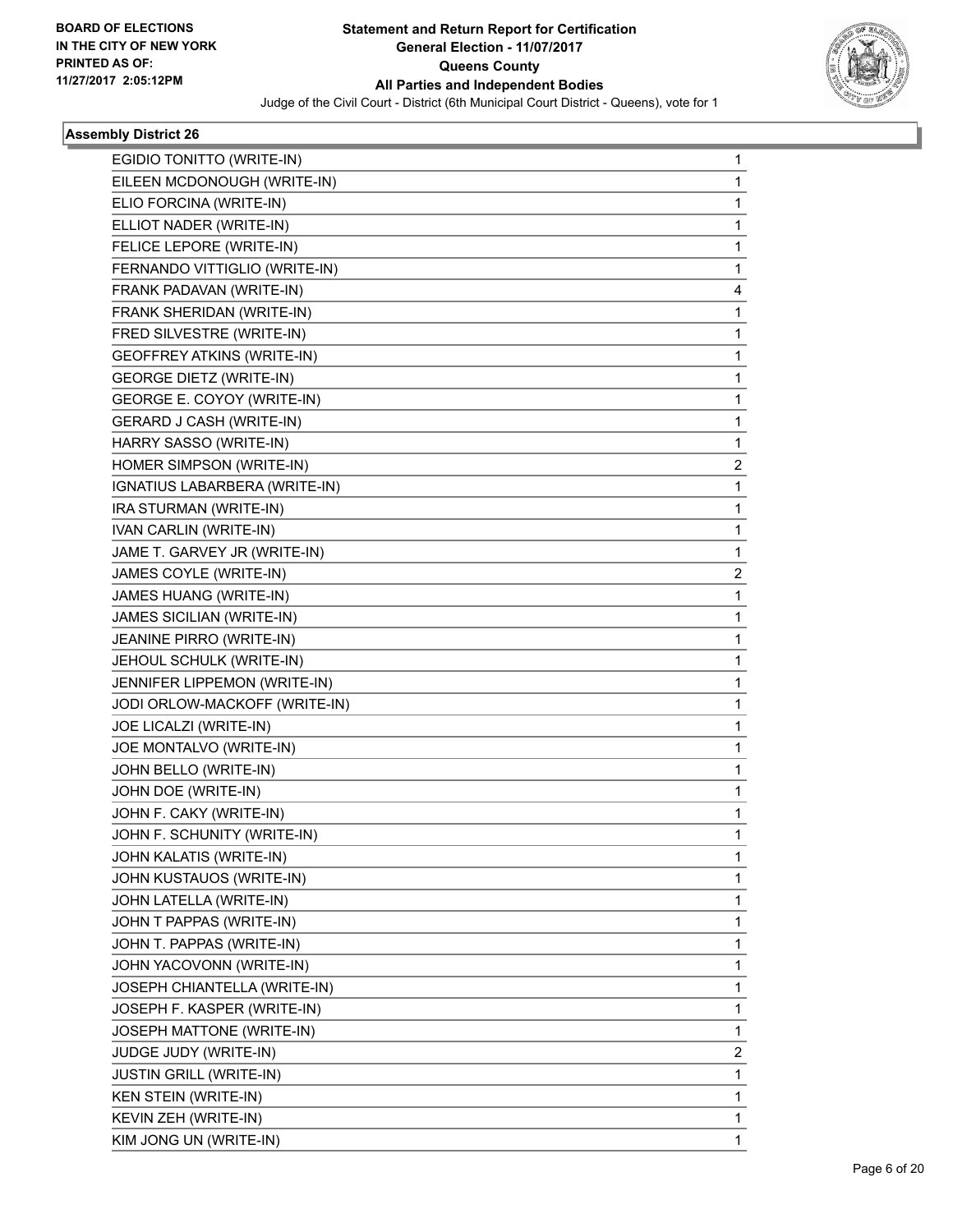## Assembly District 26

| Candidate | Votes |
|---|---|
| EGIDIO TONITTO (WRITE-IN) | 1 |
| EILEEN MCDONOUGH (WRITE-IN) | 1 |
| ELIO FORCINA (WRITE-IN) | 1 |
| ELLIOT NADER (WRITE-IN) | 1 |
| FELICE LEPORE (WRITE-IN) | 1 |
| FERNANDO VITTIGLIO (WRITE-IN) | 1 |
| FRANK PADAVAN (WRITE-IN) | 4 |
| FRANK SHERIDAN (WRITE-IN) | 1 |
| FRED SILVESTRE (WRITE-IN) | 1 |
| GEOFFREY ATKINS (WRITE-IN) | 1 |
| GEORGE DIETZ (WRITE-IN) | 1 |
| GEORGE E. COYOY (WRITE-IN) | 1 |
| GERARD J CASH (WRITE-IN) | 1 |
| HARRY SASSO (WRITE-IN) | 1 |
| HOMER SIMPSON (WRITE-IN) | 2 |
| IGNATIUS LABARBERA (WRITE-IN) | 1 |
| IRA STURMAN (WRITE-IN) | 1 |
| IVAN CARLIN (WRITE-IN) | 1 |
| JAME T. GARVEY JR (WRITE-IN) | 1 |
| JAMES COYLE (WRITE-IN) | 2 |
| JAMES HUANG (WRITE-IN) | 1 |
| JAMES SICILIAN (WRITE-IN) | 1 |
| JEANINE PIRRO (WRITE-IN) | 1 |
| JEHOUL SCHULK (WRITE-IN) | 1 |
| JENNIFER LIPPEMON (WRITE-IN) | 1 |
| JODI ORLOW-MACKOFF (WRITE-IN) | 1 |
| JOE LICALZI (WRITE-IN) | 1 |
| JOE MONTALVO (WRITE-IN) | 1 |
| JOHN BELLO (WRITE-IN) | 1 |
| JOHN DOE (WRITE-IN) | 1 |
| JOHN F. CAKY (WRITE-IN) | 1 |
| JOHN F. SCHUNITY (WRITE-IN) | 1 |
| JOHN KALATIS (WRITE-IN) | 1 |
| JOHN KUSTAUOS (WRITE-IN) | 1 |
| JOHN LATELLA (WRITE-IN) | 1 |
| JOHN T PAPPAS (WRITE-IN) | 1 |
| JOHN T. PAPPAS (WRITE-IN) | 1 |
| JOHN YACOVONN (WRITE-IN) | 1 |
| JOSEPH CHIANTELLA (WRITE-IN) | 1 |
| JOSEPH F. KASPER (WRITE-IN) | 1 |
| JOSEPH MATTONE (WRITE-IN) | 1 |
| JUDGE JUDY (WRITE-IN) | 2 |
| JUSTIN GRILL (WRITE-IN) | 1 |
| KEN STEIN (WRITE-IN) | 1 |
| KEVIN ZEH (WRITE-IN) | 1 |
| KIM JONG UN (WRITE-IN) | 1 |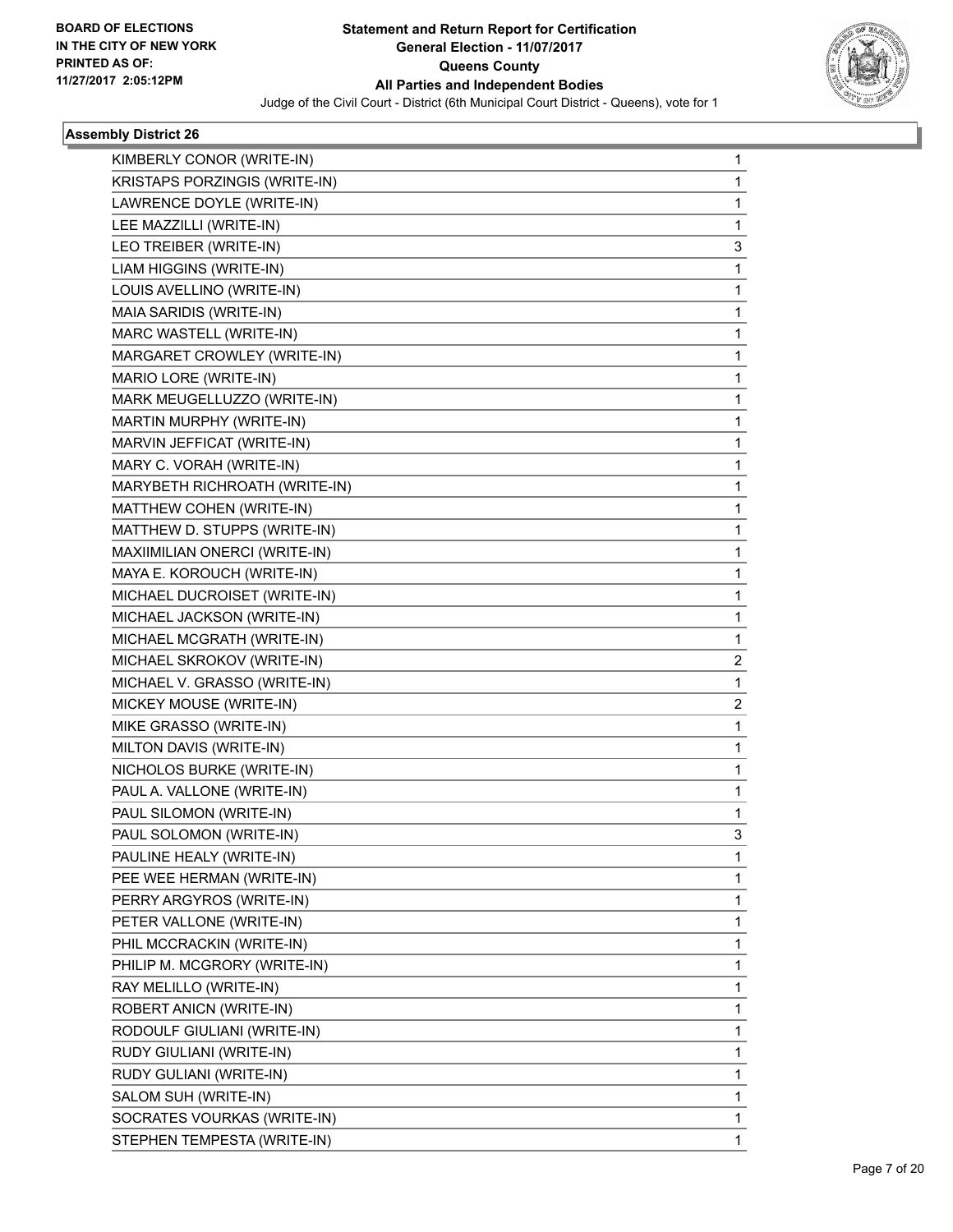**BOARD OF ELECTIONS IN THE CITY OF NEW YORK PRINTED AS OF: 11/27/2017 2:05:12PM**

# Statement and Return Report for Certification
## General Election - 11/07/2017
## Queens County
## All Parties and Independent Bodies

Judge of the Civil Court - District (6th Municipal Court District - Queens), vote for 1

### Assembly District 26

| | |
|---|---|
| KIMBERLY CONOR (WRITE-IN) | 1 |
| KRISTAPS PORZINGIS (WRITE-IN) | 1 |
| LAWRENCE DOYLE (WRITE-IN) | 1 |
| LEE MAZZILLI (WRITE-IN) | 1 |
| LEO TREIBER (WRITE-IN) | 3 |
| LIAM HIGGINS (WRITE-IN) | 1 |
| LOUIS AVELLINO (WRITE-IN) | 1 |
| MAIA SARIDIS (WRITE-IN) | 1 |
| MARC WASTELL (WRITE-IN) | 1 |
| MARGARET CROWLEY (WRITE-IN) | 1 |
| MARIO LORE (WRITE-IN) | 1 |
| MARK MEUGELLUZZO (WRITE-IN) | 1 |
| MARTIN MURPHY (WRITE-IN) | 1 |
| MARVIN JEFFICAT (WRITE-IN) | 1 |
| MARY C. VORAH (WRITE-IN) | 1 |
| MARYBETH RICHROATH (WRITE-IN) | 1 |
| MATTHEW COHEN (WRITE-IN) | 1 |
| MATTHEW D. STUPPS (WRITE-IN) | 1 |
| MAXIIMILIAN ONERCI (WRITE-IN) | 1 |
| MAYA E. KOROUCH (WRITE-IN) | 1 |
| MICHAEL DUCROISET (WRITE-IN) | 1 |
| MICHAEL JACKSON (WRITE-IN) | 1 |
| MICHAEL MCGRATH (WRITE-IN) | 1 |
| MICHAEL SKROKOV (WRITE-IN) | 2 |
| MICHAEL V. GRASSO (WRITE-IN) | 1 |
| MICKEY MOUSE (WRITE-IN) | 2 |
| MIKE GRASSO (WRITE-IN) | 1 |
| MILTON DAVIS (WRITE-IN) | 1 |
| NICHOLOS BURKE (WRITE-IN) | 1 |
| PAUL A. VALLONE (WRITE-IN) | 1 |
| PAUL SILOMON (WRITE-IN) | 1 |
| PAUL SOLOMON (WRITE-IN) | 3 |
| PAULINE HEALY (WRITE-IN) | 1 |
| PEE WEE HERMAN (WRITE-IN) | 1 |
| PERRY ARGYROS (WRITE-IN) | 1 |
| PETER VALLONE (WRITE-IN) | 1 |
| PHIL MCCRACKIN (WRITE-IN) | 1 |
| PHILIP M. MCGRORY (WRITE-IN) | 1 |
| RAY MELILLO (WRITE-IN) | 1 |
| ROBERT ANICN (WRITE-IN) | 1 |
| RODOULF GIULIANI (WRITE-IN) | 1 |
| RUDY GIULIANI (WRITE-IN) | 1 |
| RUDY GULIANI (WRITE-IN) | 1 |
| SALOM SUH (WRITE-IN) | 1 |
| SOCRATES VOURKAS (WRITE-IN) | 1 |
| STEPHEN TEMPESTA (WRITE-IN) | 1 |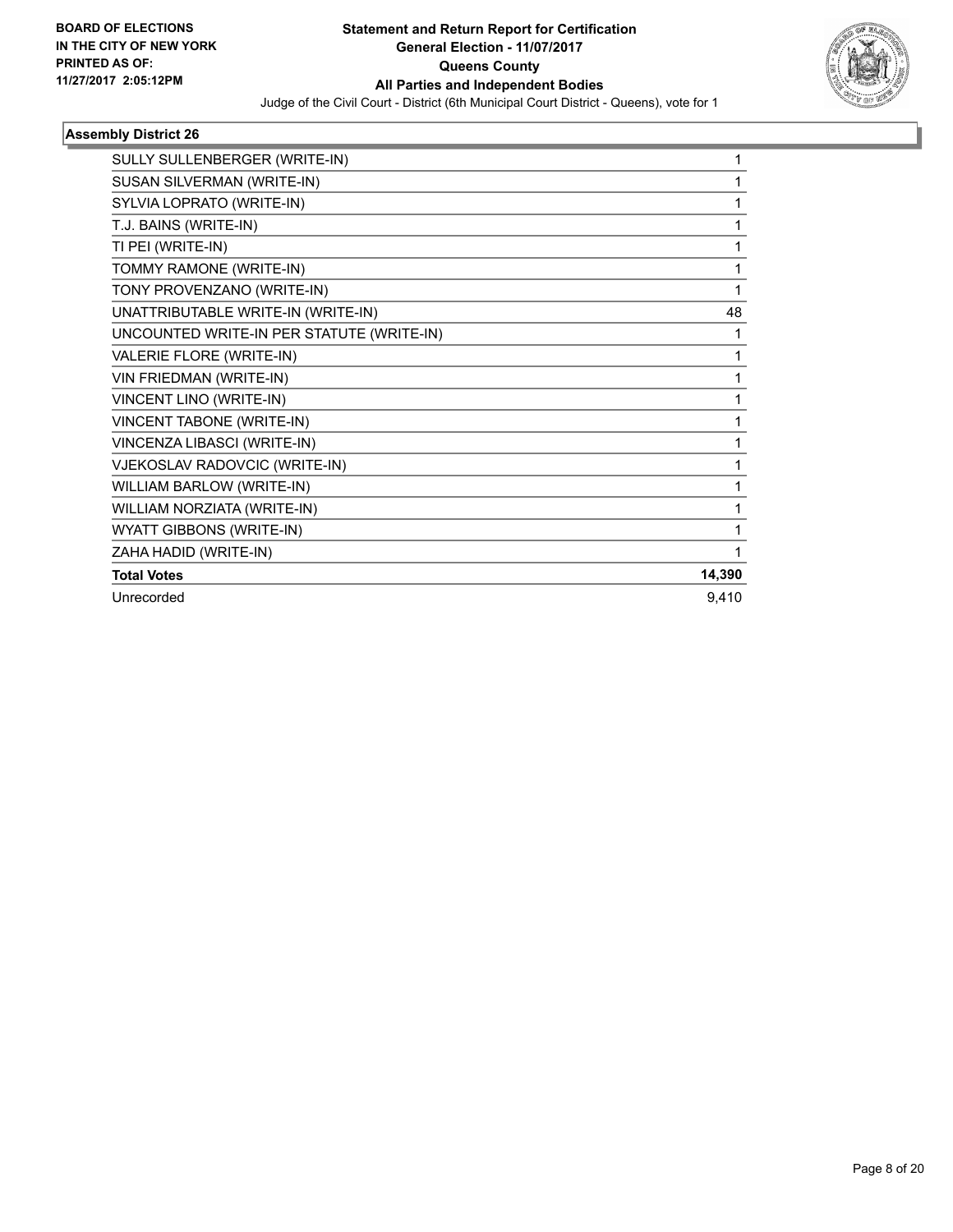**BOARD OF ELECTIONS IN THE CITY OF NEW YORK PRINTED AS OF: 11/27/2017 2:05:12PM**

# Statement and Return Report for Certification
## General Election - 11/07/2017
## Queens County
## All Parties and Independent Bodies

Judge of the Civil Court - District (6th Municipal Court District - Queens), vote for 1

### Assembly District 26

| | |
|---|---|
| SULLY SULLENBERGER (WRITE-IN) | 1 |
| SUSAN SILVERMAN (WRITE-IN) | 1 |
| SYLVIA LOPRATO (WRITE-IN) | 1 |
| T.J. BAINS (WRITE-IN) | 1 |
| TI PEI (WRITE-IN) | 1 |
| TOMMY RAMONE (WRITE-IN) | 1 |
| TONY PROVENZANO (WRITE-IN) | 1 |
| UNATTRIBUTABLE WRITE-IN (WRITE-IN) | 48 |
| UNCOUNTED WRITE-IN PER STATUTE (WRITE-IN) | 1 |
| VALERIE FLORE (WRITE-IN) | 1 |
| VIN FRIEDMAN (WRITE-IN) | 1 |
| VINCENT LINO (WRITE-IN) | 1 |
| VINCENT TABONE (WRITE-IN) | 1 |
| VINCENZA LIBASCI (WRITE-IN) | 1 |
| VJEKOSLAV RADOVCIC (WRITE-IN) | 1 |
| WILLIAM BARLOW (WRITE-IN) | 1 |
| WILLIAM NORZIATA (WRITE-IN) | 1 |
| WYATT GIBBONS (WRITE-IN) | 1 |
| ZAHA HADID (WRITE-IN) | 1 |
| **Total Votes** | **14,390** |
| Unrecorded | 9,410 |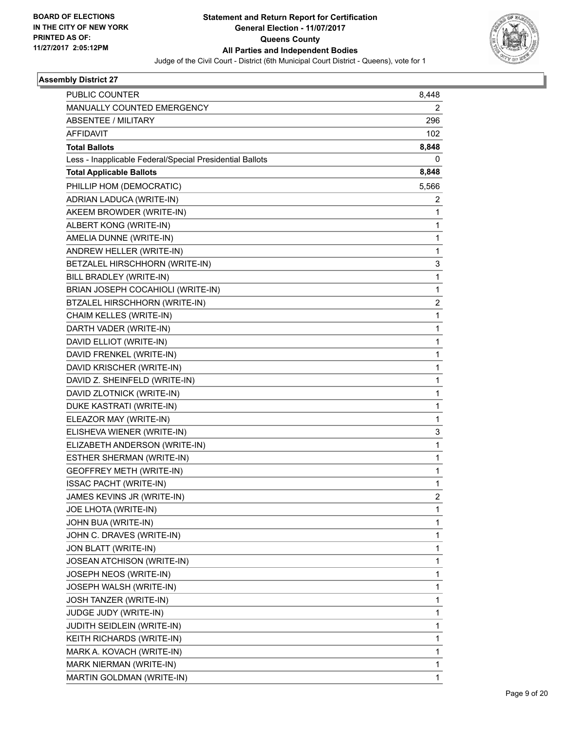BOARD OF ELECTIONS
IN THE CITY OF NEW YORK
PRINTED AS OF:
11/27/2017 2:05:12PM

**Statement and Return Report for Certification**
**General Election - 11/07/2017**
**Queens County**
**All Parties and Independent Bodies**
Judge of the Civil Court - District (6th Municipal Court District - Queens), vote for 1

### Assembly District 27

| | |
|---|---|
| PUBLIC COUNTER | 8,448 |
| MANUALLY COUNTED EMERGENCY | 2 |
| ABSENTEE / MILITARY | 296 |
| AFFIDAVIT | 102 |
| **Total Ballots** | **8,848** |
| Less - Inapplicable Federal/Special Presidential Ballots | 0 |
| **Total Applicable Ballots** | **8,848** |
| PHILLIP HOM (DEMOCRATIC) | 5,566 |
| ADRIAN LADUCA (WRITE-IN) | 2 |
| AKEEM BROWDER (WRITE-IN) | 1 |
| ALBERT KONG (WRITE-IN) | 1 |
| AMELIA DUNNE (WRITE-IN) | 1 |
| ANDREW HELLER (WRITE-IN) | 1 |
| BETZALEL HIRSCHHORN (WRITE-IN) | 3 |
| BILL BRADLEY (WRITE-IN) | 1 |
| BRIAN JOSEPH COCAHIOLI (WRITE-IN) | 1 |
| BTZALEL HIRSCHHORN (WRITE-IN) | 2 |
| CHAIM KELLES (WRITE-IN) | 1 |
| DARTH VADER (WRITE-IN) | 1 |
| DAVID ELLIOT (WRITE-IN) | 1 |
| DAVID FRENKEL (WRITE-IN) | 1 |
| DAVID KRISCHER (WRITE-IN) | 1 |
| DAVID Z. SHEINFELD (WRITE-IN) | 1 |
| DAVID ZLOTNICK (WRITE-IN) | 1 |
| DUKE KASTRATI (WRITE-IN) | 1 |
| ELEAZOR MAY (WRITE-IN) | 1 |
| ELISHEVA WIENER (WRITE-IN) | 3 |
| ELIZABETH ANDERSON (WRITE-IN) | 1 |
| ESTHER SHERMAN (WRITE-IN) | 1 |
| GEOFFREY METH (WRITE-IN) | 1 |
| ISSAC PACHT (WRITE-IN) | 1 |
| JAMES KEVINS JR (WRITE-IN) | 2 |
| JOE LHOTA (WRITE-IN) | 1 |
| JOHN BUA (WRITE-IN) | 1 |
| JOHN C. DRAVES (WRITE-IN) | 1 |
| JON BLATT (WRITE-IN) | 1 |
| JOSEAN ATCHISON (WRITE-IN) | 1 |
| JOSEPH NEOS (WRITE-IN) | 1 |
| JOSEPH WALSH (WRITE-IN) | 1 |
| JOSH TANZER (WRITE-IN) | 1 |
| JUDGE JUDY (WRITE-IN) | 1 |
| JUDITH SEIDLEIN (WRITE-IN) | 1 |
| KEITH RICHARDS (WRITE-IN) | 1 |
| MARK A. KOVACH (WRITE-IN) | 1 |
| MARK NIERMAN (WRITE-IN) | 1 |
| MARTIN GOLDMAN (WRITE-IN) | 1 |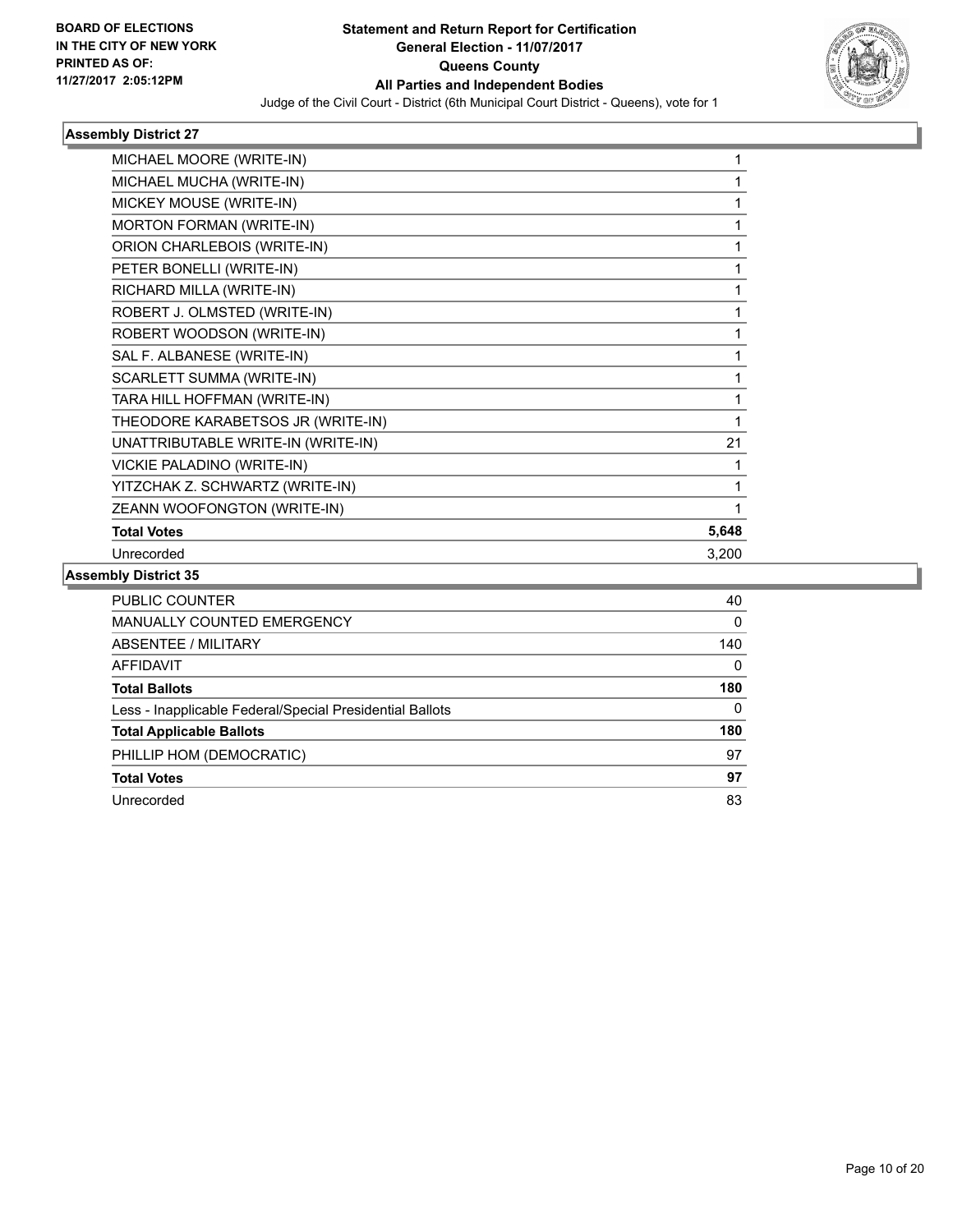**BOARD OF ELECTIONS IN THE CITY OF NEW YORK PRINTED AS OF: 11/27/2017 2:05:12PM**

# Statement and Return Report for Certification
## General Election - 11/07/2017
## Queens County
## All Parties and Independent Bodies
Judge of the Civil Court - District (6th Municipal Court District - Queens), vote for 1

### Assembly District 27

| | |
|---|---|
| MICHAEL MOORE (WRITE-IN) | 1 |
| MICHAEL MUCHA (WRITE-IN) | 1 |
| MICKEY MOUSE (WRITE-IN) | 1 |
| MORTON FORMAN (WRITE-IN) | 1 |
| ORION CHARLEBOIS (WRITE-IN) | 1 |
| PETER BONELLI (WRITE-IN) | 1 |
| RICHARD MILLA (WRITE-IN) | 1 |
| ROBERT J. OLMSTED (WRITE-IN) | 1 |
| ROBERT WOODSON (WRITE-IN) | 1 |
| SAL F. ALBANESE (WRITE-IN) | 1 |
| SCARLETT SUMMA (WRITE-IN) | 1 |
| TARA HILL HOFFMAN (WRITE-IN) | 1 |
| THEODORE KARABETSOS JR (WRITE-IN) | 1 |
| UNATTRIBUTABLE WRITE-IN (WRITE-IN) | 21 |
| VICKIE PALADINO (WRITE-IN) | 1 |
| YITZCHAK Z. SCHWARTZ (WRITE-IN) | 1 |
| ZEANN WOOFONGTON (WRITE-IN) | 1 |
| **Total Votes** | **5,648** |
| Unrecorded | 3,200 |

### Assembly District 35

| | |
|---|---|
| PUBLIC COUNTER | 40 |
| MANUALLY COUNTED EMERGENCY | 0 |
| ABSENTEE / MILITARY | 140 |
| AFFIDAVIT | 0 |
| **Total Ballots** | **180** |
| Less - Inapplicable Federal/Special Presidential Ballots | 0 |
| **Total Applicable Ballots** | **180** |
| PHILLIP HOM (DEMOCRATIC) | 97 |
| **Total Votes** | **97** |
| Unrecorded | 83 |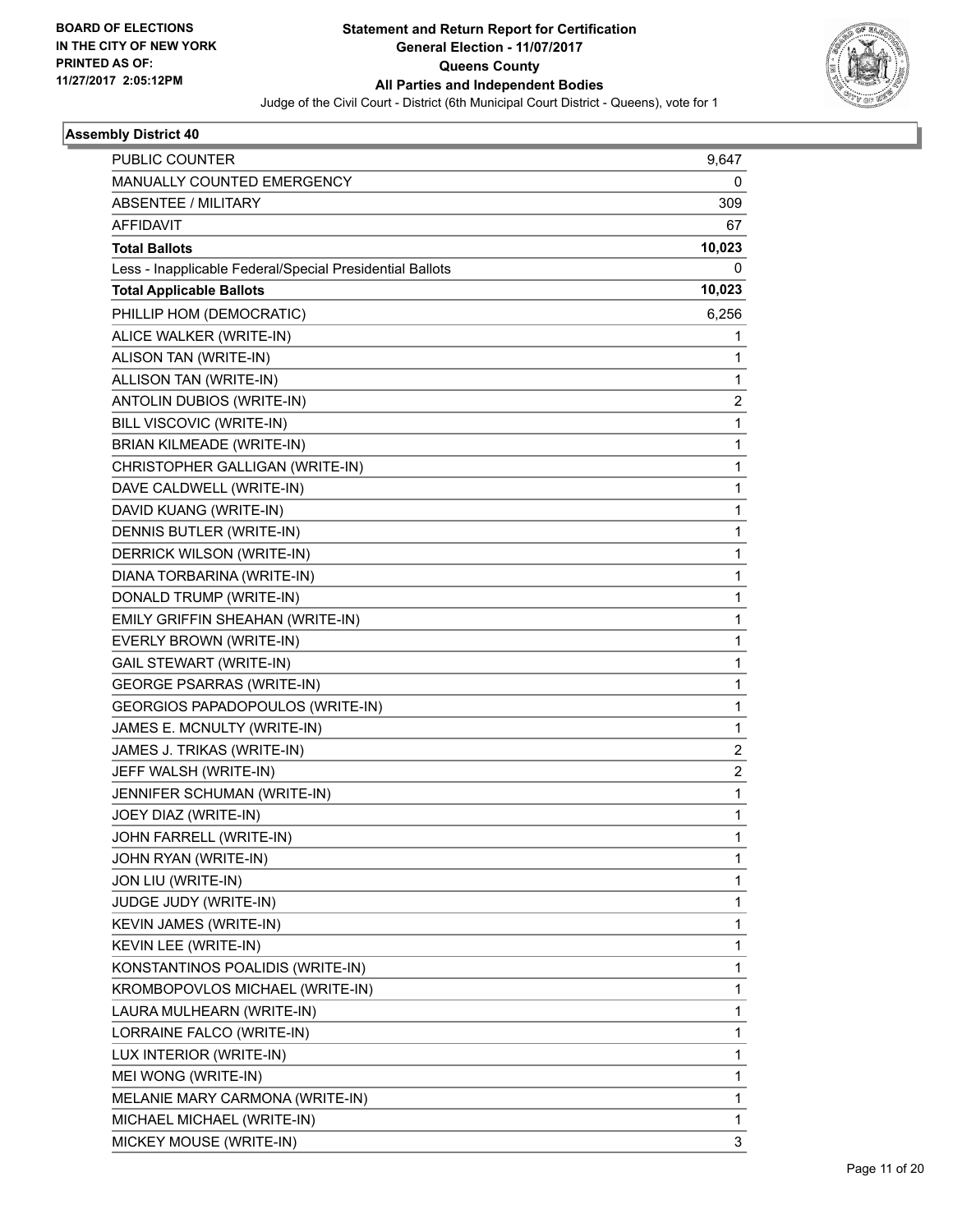BOARD OF ELECTIONS
IN THE CITY OF NEW YORK
PRINTED AS OF:
11/27/2017 2:05:12PM

**Statement and Return Report for Certification**
**General Election - 11/07/2017**
**Queens County**
**All Parties and Independent Bodies**
Judge of the Civil Court - District (6th Municipal Court District - Queens), vote for 1

## Assembly District 40

| | |
|---|---|
| PUBLIC COUNTER | 9,647 |
| MANUALLY COUNTED EMERGENCY | 0 |
| ABSENTEE / MILITARY | 309 |
| AFFIDAVIT | 67 |
| **Total Ballots** | **10,023** |
| Less - Inapplicable Federal/Special Presidential Ballots | 0 |
| **Total Applicable Ballots** | **10,023** |
| PHILLIP HOM (DEMOCRATIC) | 6,256 |
| ALICE WALKER (WRITE-IN) | 1 |
| ALISON TAN (WRITE-IN) | 1 |
| ALLISON TAN (WRITE-IN) | 1 |
| ANTOLIN DUBIOS (WRITE-IN) | 2 |
| BILL VISCOVIC (WRITE-IN) | 1 |
| BRIAN KILMEADE (WRITE-IN) | 1 |
| CHRISTOPHER GALLIGAN (WRITE-IN) | 1 |
| DAVE CALDWELL (WRITE-IN) | 1 |
| DAVID KUANG (WRITE-IN) | 1 |
| DENNIS BUTLER (WRITE-IN) | 1 |
| DERRICK WILSON (WRITE-IN) | 1 |
| DIANA TORBARINA (WRITE-IN) | 1 |
| DONALD TRUMP (WRITE-IN) | 1 |
| EMILY GRIFFIN SHEAHAN (WRITE-IN) | 1 |
| EVERLY BROWN (WRITE-IN) | 1 |
| GAIL STEWART (WRITE-IN) | 1 |
| GEORGE PSARRAS (WRITE-IN) | 1 |
| GEORGIOS PAPADOPOULOS (WRITE-IN) | 1 |
| JAMES E. MCNULTY (WRITE-IN) | 1 |
| JAMES J. TRIKAS (WRITE-IN) | 2 |
| JEFF WALSH (WRITE-IN) | 2 |
| JENNIFER SCHUMAN (WRITE-IN) | 1 |
| JOEY DIAZ (WRITE-IN) | 1 |
| JOHN FARRELL (WRITE-IN) | 1 |
| JOHN RYAN (WRITE-IN) | 1 |
| JON LIU (WRITE-IN) | 1 |
| JUDGE JUDY (WRITE-IN) | 1 |
| KEVIN JAMES (WRITE-IN) | 1 |
| KEVIN LEE (WRITE-IN) | 1 |
| KONSTANTINOS POALIDIS (WRITE-IN) | 1 |
| KROMBOPOVLOS MICHAEL (WRITE-IN) | 1 |
| LAURA MULHEARN (WRITE-IN) | 1 |
| LORRAINE FALCO (WRITE-IN) | 1 |
| LUX INTERIOR (WRITE-IN) | 1 |
| MEI WONG (WRITE-IN) | 1 |
| MELANIE MARY CARMONA (WRITE-IN) | 1 |
| MICHAEL MICHAEL (WRITE-IN) | 1 |
| MICKEY MOUSE (WRITE-IN) | 3 |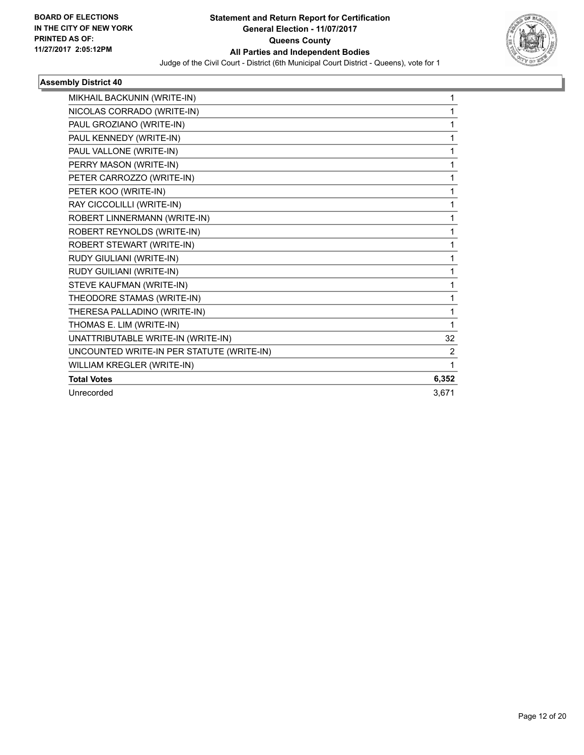**BOARD OF ELECTIONS IN THE CITY OF NEW YORK PRINTED AS OF: 11/27/2017 2:05:12PM**

**Statement and Return Report for Certification**
**General Election - 11/07/2017**
**Queens County**
**All Parties and Independent Bodies**

Judge of the Civil Court - District (6th Municipal Court District - Queens), vote for 1

### Assembly District 40

| | |
|---|---|
| MIKHAIL BACKUNIN (WRITE-IN) | 1 |
| NICOLAS CORRADO (WRITE-IN) | 1 |
| PAUL GROZIANO (WRITE-IN) | 1 |
| PAUL KENNEDY (WRITE-IN) | 1 |
| PAUL VALLONE (WRITE-IN) | 1 |
| PERRY MASON (WRITE-IN) | 1 |
| PETER CARROZZO (WRITE-IN) | 1 |
| PETER KOO (WRITE-IN) | 1 |
| RAY CICCOLILLI (WRITE-IN) | 1 |
| ROBERT LINNERMANN (WRITE-IN) | 1 |
| ROBERT REYNOLDS (WRITE-IN) | 1 |
| ROBERT STEWART (WRITE-IN) | 1 |
| RUDY GIULIANI (WRITE-IN) | 1 |
| RUDY GUILIANI (WRITE-IN) | 1 |
| STEVE KAUFMAN (WRITE-IN) | 1 |
| THEODORE STAMAS (WRITE-IN) | 1 |
| THERESA PALLADINO (WRITE-IN) | 1 |
| THOMAS E. LIM (WRITE-IN) | 1 |
| UNATTRIBUTABLE WRITE-IN (WRITE-IN) | 32 |
| UNCOUNTED WRITE-IN PER STATUTE (WRITE-IN) | 2 |
| WILLIAM KREGLER (WRITE-IN) | 1 |
| **Total Votes** | **6,352** |
| Unrecorded | 3,671 |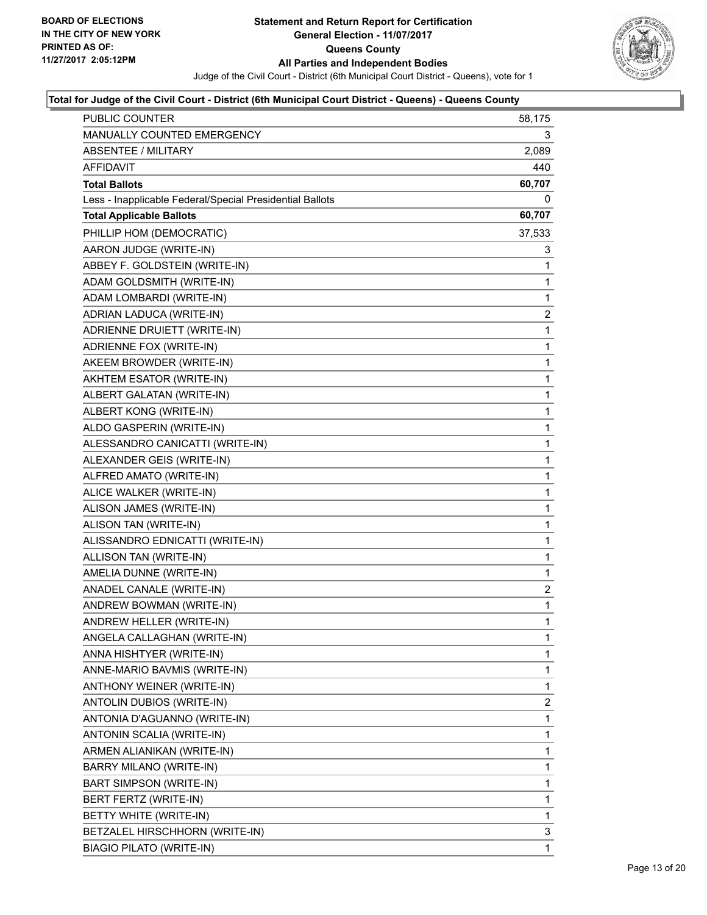**BOARD OF ELECTIONS IN THE CITY OF NEW YORK PRINTED AS OF: 11/27/2017 2:05:12PM**

**Statement and Return Report for Certification General Election - 11/07/2017 Queens County All Parties and Independent Bodies**

Judge of the Civil Court - District (6th Municipal Court District - Queens), vote for 1

**Total for Judge of the Civil Court - District (6th Municipal Court District - Queens) - Queens County**

| | |
|---|---|
| PUBLIC COUNTER | 58,175 |
| MANUALLY COUNTED EMERGENCY | 3 |
| ABSENTEE / MILITARY | 2,089 |
| AFFIDAVIT | 440 |
| **Total Ballots** | **60,707** |
| Less - Inapplicable Federal/Special Presidential Ballots | 0 |
| **Total Applicable Ballots** | **60,707** |
| PHILLIP HOM (DEMOCRATIC) | 37,533 |
| AARON JUDGE (WRITE-IN) | 3 |
| ABBEY F. GOLDSTEIN (WRITE-IN) | 1 |
| ADAM GOLDSMITH (WRITE-IN) | 1 |
| ADAM LOMBARDI (WRITE-IN) | 1 |
| ADRIAN LADUCA (WRITE-IN) | 2 |
| ADRIENNE DRUIETT (WRITE-IN) | 1 |
| ADRIENNE FOX (WRITE-IN) | 1 |
| AKEEM BROWDER (WRITE-IN) | 1 |
| AKHTEM ESATOR (WRITE-IN) | 1 |
| ALBERT GALATAN (WRITE-IN) | 1 |
| ALBERT KONG (WRITE-IN) | 1 |
| ALDO GASPERIN (WRITE-IN) | 1 |
| ALESSANDRO CANICATTI (WRITE-IN) | 1 |
| ALEXANDER GEIS (WRITE-IN) | 1 |
| ALFRED AMATO (WRITE-IN) | 1 |
| ALICE WALKER (WRITE-IN) | 1 |
| ALISON JAMES (WRITE-IN) | 1 |
| ALISON TAN (WRITE-IN) | 1 |
| ALISSANDRO EDNICATTI (WRITE-IN) | 1 |
| ALLISON TAN (WRITE-IN) | 1 |
| AMELIA DUNNE (WRITE-IN) | 1 |
| ANADEL CANALE (WRITE-IN) | 2 |
| ANDREW BOWMAN (WRITE-IN) | 1 |
| ANDREW HELLER (WRITE-IN) | 1 |
| ANGELA CALLAGHAN (WRITE-IN) | 1 |
| ANNA HISHTYER (WRITE-IN) | 1 |
| ANNE-MARIO BAVMIS (WRITE-IN) | 1 |
| ANTHONY WEINER (WRITE-IN) | 1 |
| ANTOLIN DUBIOS (WRITE-IN) | 2 |
| ANTONIA D'AGUANNO (WRITE-IN) | 1 |
| ANTONIN SCALIA (WRITE-IN) | 1 |
| ARMEN ALIANIKAN (WRITE-IN) | 1 |
| BARRY MILANO (WRITE-IN) | 1 |
| BART SIMPSON (WRITE-IN) | 1 |
| BERT FERTZ (WRITE-IN) | 1 |
| BETTY WHITE (WRITE-IN) | 1 |
| BETZALEL HIRSCHHORN (WRITE-IN) | 3 |
| BIAGIO PILATO (WRITE-IN) | 1 |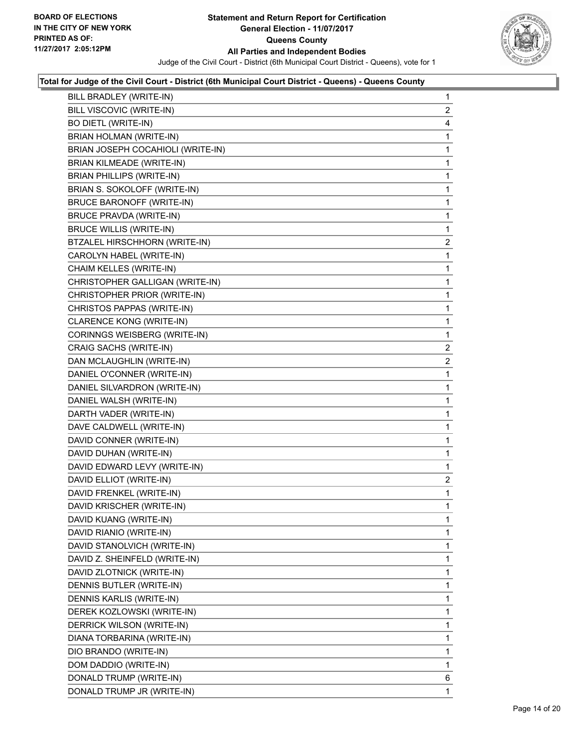**Statement and Return Report for Certification**
**General Election - 11/07/2017**
**Queens County**
**All Parties and Independent Bodies**
Judge of the Civil Court - District (6th Municipal Court District - Queens), vote for 1

BOARD OF ELECTIONS IN THE CITY OF NEW YORK PRINTED AS OF: 11/27/2017 2:05:12PM

### Total for Judge of the Civil Court - District (6th Municipal Court District - Queens) - Queens County

| | |
|---|---|
| BILL BRADLEY (WRITE-IN) | 1 |
| BILL VISCOVIC (WRITE-IN) | 2 |
| BO DIETL (WRITE-IN) | 4 |
| BRIAN HOLMAN (WRITE-IN) | 1 |
| BRIAN JOSEPH COCAHIOLI (WRITE-IN) | 1 |
| BRIAN KILMEADE (WRITE-IN) | 1 |
| BRIAN PHILLIPS (WRITE-IN) | 1 |
| BRIAN S. SOKOLOFF (WRITE-IN) | 1 |
| BRUCE BARONOFF (WRITE-IN) | 1 |
| BRUCE PRAVDA (WRITE-IN) | 1 |
| BRUCE WILLIS (WRITE-IN) | 1 |
| BTZALEL HIRSCHHORN (WRITE-IN) | 2 |
| CAROLYN HABEL (WRITE-IN) | 1 |
| CHAIM KELLES (WRITE-IN) | 1 |
| CHRISTOPHER GALLIGAN (WRITE-IN) | 1 |
| CHRISTOPHER PRIOR (WRITE-IN) | 1 |
| CHRISTOS PAPPAS (WRITE-IN) | 1 |
| CLARENCE KONG (WRITE-IN) | 1 |
| CORINNGS WEISBERG (WRITE-IN) | 1 |
| CRAIG SACHS (WRITE-IN) | 2 |
| DAN MCLAUGHLIN (WRITE-IN) | 2 |
| DANIEL O'CONNER (WRITE-IN) | 1 |
| DANIEL SILVARDRON (WRITE-IN) | 1 |
| DANIEL WALSH (WRITE-IN) | 1 |
| DARTH VADER (WRITE-IN) | 1 |
| DAVE CALDWELL (WRITE-IN) | 1 |
| DAVID CONNER (WRITE-IN) | 1 |
| DAVID DUHAN (WRITE-IN) | 1 |
| DAVID EDWARD LEVY (WRITE-IN) | 1 |
| DAVID ELLIOT (WRITE-IN) | 2 |
| DAVID FRENKEL (WRITE-IN) | 1 |
| DAVID KRISCHER (WRITE-IN) | 1 |
| DAVID KUANG (WRITE-IN) | 1 |
| DAVID RIANIO (WRITE-IN) | 1 |
| DAVID STANOLVICH (WRITE-IN) | 1 |
| DAVID Z. SHEINFELD (WRITE-IN) | 1 |
| DAVID ZLOTNICK (WRITE-IN) | 1 |
| DENNIS BUTLER (WRITE-IN) | 1 |
| DENNIS KARLIS (WRITE-IN) | 1 |
| DEREK KOZLOWSKI (WRITE-IN) | 1 |
| DERRICK WILSON (WRITE-IN) | 1 |
| DIANA TORBARINA (WRITE-IN) | 1 |
| DIO BRANDO (WRITE-IN) | 1 |
| DOM DADDIO (WRITE-IN) | 1 |
| DONALD TRUMP (WRITE-IN) | 6 |
| DONALD TRUMP JR (WRITE-IN) | 1 |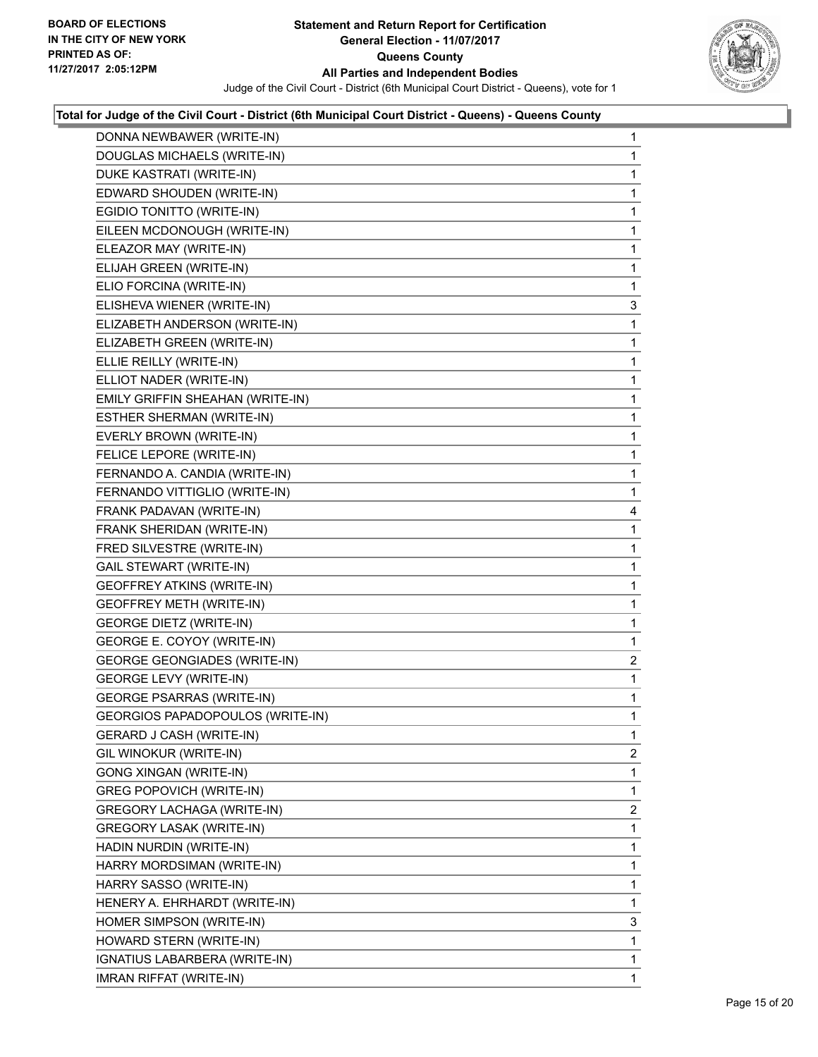**Total for Judge of the Civil Court - District (6th Municipal Court District - Queens) - Queens County**

| Candidate | Votes |
|---|---|
| DONNA NEWBAWER (WRITE-IN) | 1 |
| DOUGLAS MICHAELS (WRITE-IN) | 1 |
| DUKE KASTRATI (WRITE-IN) | 1 |
| EDWARD SHOUDEN (WRITE-IN) | 1 |
| EGIDIO TONITTO (WRITE-IN) | 1 |
| EILEEN MCDONOUGH (WRITE-IN) | 1 |
| ELEAZOR MAY (WRITE-IN) | 1 |
| ELIJAH GREEN (WRITE-IN) | 1 |
| ELIO FORCINA (WRITE-IN) | 1 |
| ELISHEVA WIENER (WRITE-IN) | 3 |
| ELIZABETH ANDERSON (WRITE-IN) | 1 |
| ELIZABETH GREEN (WRITE-IN) | 1 |
| ELLIE REILLY (WRITE-IN) | 1 |
| ELLIOT NADER (WRITE-IN) | 1 |
| EMILY GRIFFIN SHEAHAN (WRITE-IN) | 1 |
| ESTHER SHERMAN (WRITE-IN) | 1 |
| EVERLY BROWN (WRITE-IN) | 1 |
| FELICE LEPORE (WRITE-IN) | 1 |
| FERNANDO A. CANDIA (WRITE-IN) | 1 |
| FERNANDO VITTIGLIO (WRITE-IN) | 1 |
| FRANK PADAVAN (WRITE-IN) | 4 |
| FRANK SHERIDAN (WRITE-IN) | 1 |
| FRED SILVESTRE (WRITE-IN) | 1 |
| GAIL STEWART (WRITE-IN) | 1 |
| GEOFFREY ATKINS (WRITE-IN) | 1 |
| GEOFFREY METH (WRITE-IN) | 1 |
| GEORGE DIETZ (WRITE-IN) | 1 |
| GEORGE E. COYOY (WRITE-IN) | 1 |
| GEORGE GEONGIADES (WRITE-IN) | 2 |
| GEORGE LEVY (WRITE-IN) | 1 |
| GEORGE PSARRAS (WRITE-IN) | 1 |
| GEORGIOS PAPADOPOULOS (WRITE-IN) | 1 |
| GERARD J CASH (WRITE-IN) | 1 |
| GIL WINOKUR (WRITE-IN) | 2 |
| GONG XINGAN (WRITE-IN) | 1 |
| GREG POPOVICH (WRITE-IN) | 1 |
| GREGORY LACHAGA (WRITE-IN) | 2 |
| GREGORY LASAK (WRITE-IN) | 1 |
| HADIN NURDIN (WRITE-IN) | 1 |
| HARRY MORDSIMAN (WRITE-IN) | 1 |
| HARRY SASSO (WRITE-IN) | 1 |
| HENERY A. EHRHARDT (WRITE-IN) | 1 |
| HOMER SIMPSON (WRITE-IN) | 3 |
| HOWARD STERN (WRITE-IN) | 1 |
| IGNATIUS LABARBERA (WRITE-IN) | 1 |
| IMRAN RIFFAT (WRITE-IN) | 1 |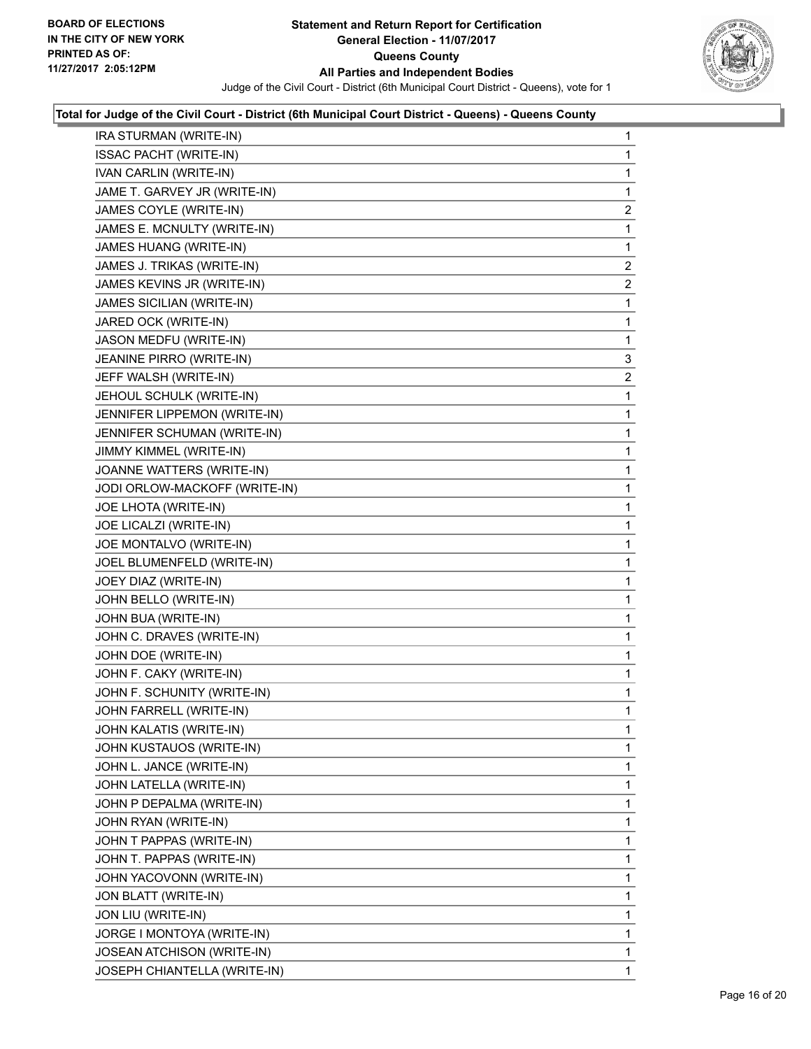**BOARD OF ELECTIONS IN THE CITY OF NEW YORK PRINTED AS OF: 11/27/2017 2:05:12PM**

# Statement and Return Report for Certification
## General Election - 11/07/2017
## Queens County
## All Parties and Independent Bodies

Judge of the Civil Court - District (6th Municipal Court District - Queens), vote for 1

### Total for Judge of the Civil Court - District (6th Municipal Court District - Queens) - Queens County

| Candidate | Votes |
|---|---|
| IRA STURMAN (WRITE-IN) | 1 |
| ISSAC PACHT (WRITE-IN) | 1 |
| IVAN CARLIN (WRITE-IN) | 1 |
| JAME T. GARVEY JR (WRITE-IN) | 1 |
| JAMES COYLE (WRITE-IN) | 2 |
| JAMES E. MCNULTY (WRITE-IN) | 1 |
| JAMES HUANG (WRITE-IN) | 1 |
| JAMES J. TRIKAS (WRITE-IN) | 2 |
| JAMES KEVINS JR (WRITE-IN) | 2 |
| JAMES SICILIAN (WRITE-IN) | 1 |
| JARED OCK (WRITE-IN) | 1 |
| JASON MEDFU (WRITE-IN) | 1 |
| JEANINE PIRRO (WRITE-IN) | 3 |
| JEFF WALSH (WRITE-IN) | 2 |
| JEHOUL SCHULK (WRITE-IN) | 1 |
| JENNIFER LIPPEMON (WRITE-IN) | 1 |
| JENNIFER SCHUMAN (WRITE-IN) | 1 |
| JIMMY KIMMEL (WRITE-IN) | 1 |
| JOANNE WATTERS (WRITE-IN) | 1 |
| JODI ORLOW-MACKOFF (WRITE-IN) | 1 |
| JOE LHOTA (WRITE-IN) | 1 |
| JOE LICALZI (WRITE-IN) | 1 |
| JOE MONTALVO (WRITE-IN) | 1 |
| JOEL BLUMENFELD (WRITE-IN) | 1 |
| JOEY DIAZ (WRITE-IN) | 1 |
| JOHN BELLO (WRITE-IN) | 1 |
| JOHN BUA (WRITE-IN) | 1 |
| JOHN C. DRAVES (WRITE-IN) | 1 |
| JOHN DOE (WRITE-IN) | 1 |
| JOHN F. CAKY (WRITE-IN) | 1 |
| JOHN F. SCHUNITY (WRITE-IN) | 1 |
| JOHN FARRELL (WRITE-IN) | 1 |
| JOHN KALATIS (WRITE-IN) | 1 |
| JOHN KUSTAUOS (WRITE-IN) | 1 |
| JOHN L. JANCE (WRITE-IN) | 1 |
| JOHN LATELLA (WRITE-IN) | 1 |
| JOHN P DEPALMA (WRITE-IN) | 1 |
| JOHN RYAN (WRITE-IN) | 1 |
| JOHN T PAPPAS (WRITE-IN) | 1 |
| JOHN T. PAPPAS (WRITE-IN) | 1 |
| JOHN YACOVONN (WRITE-IN) | 1 |
| JON BLATT (WRITE-IN) | 1 |
| JON LIU (WRITE-IN) | 1 |
| JORGE I MONTOYA (WRITE-IN) | 1 |
| JOSEAN ATCHISON (WRITE-IN) | 1 |
| JOSEPH CHIANTELLA (WRITE-IN) | 1 |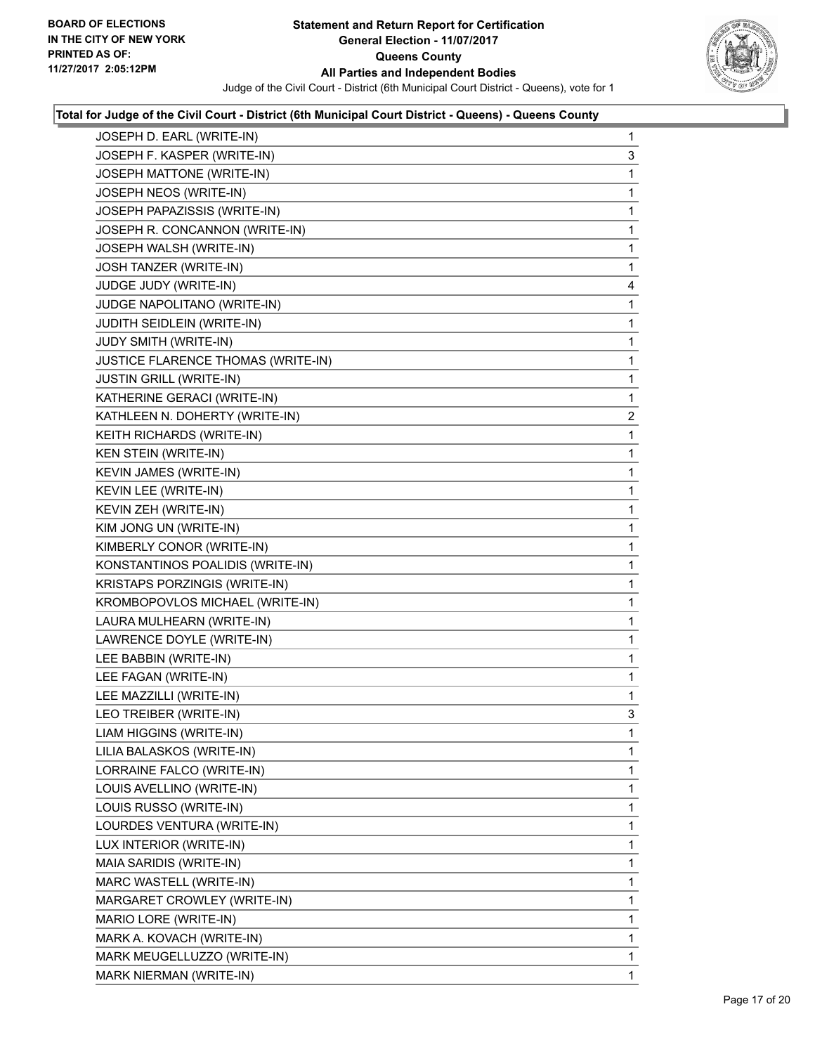### Total for Judge of the Civil Court - District (6th Municipal Court District - Queens) - Queens County

| | |
|---|---|
| JOSEPH D. EARL (WRITE-IN) | 1 |
| JOSEPH F. KASPER (WRITE-IN) | 3 |
| JOSEPH MATTONE (WRITE-IN) | 1 |
| JOSEPH NEOS (WRITE-IN) | 1 |
| JOSEPH PAPAZISSIS (WRITE-IN) | 1 |
| JOSEPH R. CONCANNON (WRITE-IN) | 1 |
| JOSEPH WALSH (WRITE-IN) | 1 |
| JOSH TANZER (WRITE-IN) | 1 |
| JUDGE JUDY (WRITE-IN) | 4 |
| JUDGE NAPOLITANO (WRITE-IN) | 1 |
| JUDITH SEIDLEIN (WRITE-IN) | 1 |
| JUDY SMITH (WRITE-IN) | 1 |
| JUSTICE FLARENCE THOMAS (WRITE-IN) | 1 |
| JUSTIN GRILL (WRITE-IN) | 1 |
| KATHERINE GERACI (WRITE-IN) | 1 |
| KATHLEEN N. DOHERTY (WRITE-IN) | 2 |
| KEITH RICHARDS (WRITE-IN) | 1 |
| KEN STEIN (WRITE-IN) | 1 |
| KEVIN JAMES (WRITE-IN) | 1 |
| KEVIN LEE (WRITE-IN) | 1 |
| KEVIN ZEH (WRITE-IN) | 1 |
| KIM JONG UN (WRITE-IN) | 1 |
| KIMBERLY CONOR (WRITE-IN) | 1 |
| KONSTANTINOS POALIDIS (WRITE-IN) | 1 |
| KRISTAPS PORZINGIS (WRITE-IN) | 1 |
| KROMBOPOVLOS MICHAEL (WRITE-IN) | 1 |
| LAURA MULHEARN (WRITE-IN) | 1 |
| LAWRENCE DOYLE (WRITE-IN) | 1 |
| LEE BABBIN (WRITE-IN) | 1 |
| LEE FAGAN (WRITE-IN) | 1 |
| LEE MAZZILLI (WRITE-IN) | 1 |
| LEO TREIBER (WRITE-IN) | 3 |
| LIAM HIGGINS (WRITE-IN) | 1 |
| LILIA BALASKOS (WRITE-IN) | 1 |
| LORRAINE FALCO (WRITE-IN) | 1 |
| LOUIS AVELLINO (WRITE-IN) | 1 |
| LOUIS RUSSO (WRITE-IN) | 1 |
| LOURDES VENTURA (WRITE-IN) | 1 |
| LUX INTERIOR (WRITE-IN) | 1 |
| MAIA SARIDIS (WRITE-IN) | 1 |
| MARC WASTELL (WRITE-IN) | 1 |
| MARGARET CROWLEY (WRITE-IN) | 1 |
| MARIO LORE (WRITE-IN) | 1 |
| MARK A. KOVACH (WRITE-IN) | 1 |
| MARK MEUGELLUZZO (WRITE-IN) | 1 |
| MARK NIERMAN (WRITE-IN) | 1 |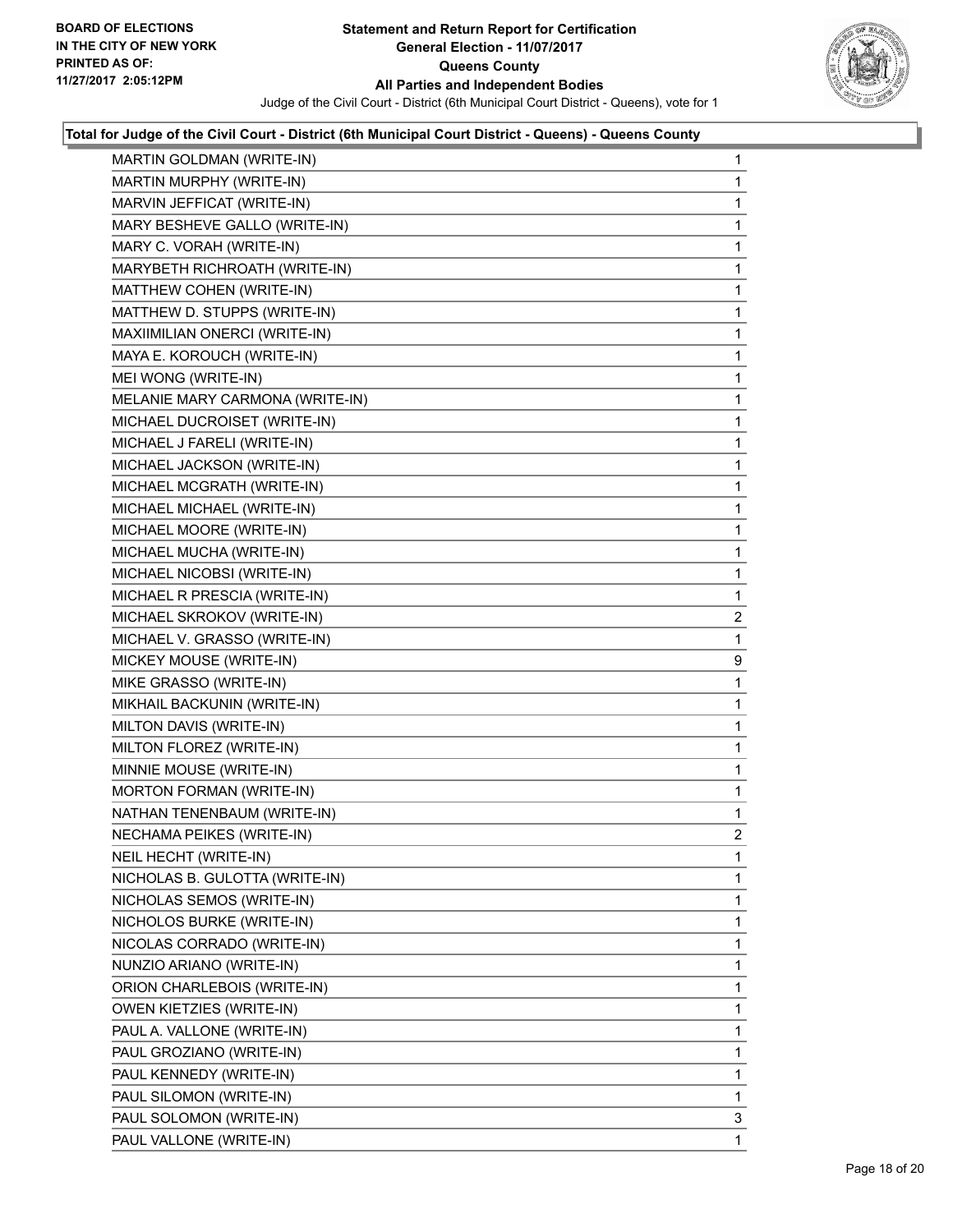**Total for Judge of the Civil Court - District (6th Municipal Court District - Queens) - Queens County**

| Candidate | Votes |
|---|---|
| MARTIN GOLDMAN (WRITE-IN) | 1 |
| MARTIN MURPHY (WRITE-IN) | 1 |
| MARVIN JEFFICAT (WRITE-IN) | 1 |
| MARY BESHEVE GALLO (WRITE-IN) | 1 |
| MARY C. VORAH (WRITE-IN) | 1 |
| MARYBETH RICHROATH (WRITE-IN) | 1 |
| MATTHEW COHEN (WRITE-IN) | 1 |
| MATTHEW D. STUPPS (WRITE-IN) | 1 |
| MAXIIMILIAN ONERCI (WRITE-IN) | 1 |
| MAYA E. KOROUCH (WRITE-IN) | 1 |
| MEI WONG (WRITE-IN) | 1 |
| MELANIE MARY CARMONA (WRITE-IN) | 1 |
| MICHAEL DUCROISET (WRITE-IN) | 1 |
| MICHAEL J FARELI (WRITE-IN) | 1 |
| MICHAEL JACKSON (WRITE-IN) | 1 |
| MICHAEL MCGRATH (WRITE-IN) | 1 |
| MICHAEL MICHAEL (WRITE-IN) | 1 |
| MICHAEL MOORE (WRITE-IN) | 1 |
| MICHAEL MUCHA (WRITE-IN) | 1 |
| MICHAEL NICOBSI (WRITE-IN) | 1 |
| MICHAEL R PRESCIA (WRITE-IN) | 1 |
| MICHAEL SKROKOV (WRITE-IN) | 2 |
| MICHAEL V. GRASSO (WRITE-IN) | 1 |
| MICKEY MOUSE (WRITE-IN) | 9 |
| MIKE GRASSO (WRITE-IN) | 1 |
| MIKHAIL BACKUNIN (WRITE-IN) | 1 |
| MILTON DAVIS (WRITE-IN) | 1 |
| MILTON FLOREZ (WRITE-IN) | 1 |
| MINNIE MOUSE (WRITE-IN) | 1 |
| MORTON FORMAN (WRITE-IN) | 1 |
| NATHAN TENENBAUM (WRITE-IN) | 1 |
| NECHAMA PEIKES (WRITE-IN) | 2 |
| NEIL HECHT (WRITE-IN) | 1 |
| NICHOLAS B. GULOTTA (WRITE-IN) | 1 |
| NICHOLAS SEMOS (WRITE-IN) | 1 |
| NICHOLOS BURKE (WRITE-IN) | 1 |
| NICOLAS CORRADO (WRITE-IN) | 1 |
| NUNZIO ARIANO (WRITE-IN) | 1 |
| ORION CHARLEBOIS (WRITE-IN) | 1 |
| OWEN KIETZIES (WRITE-IN) | 1 |
| PAUL A. VALLONE (WRITE-IN) | 1 |
| PAUL GROZIANO (WRITE-IN) | 1 |
| PAUL KENNEDY (WRITE-IN) | 1 |
| PAUL SILOMON (WRITE-IN) | 1 |
| PAUL SOLOMON (WRITE-IN) | 3 |
| PAUL VALLONE (WRITE-IN) | 1 |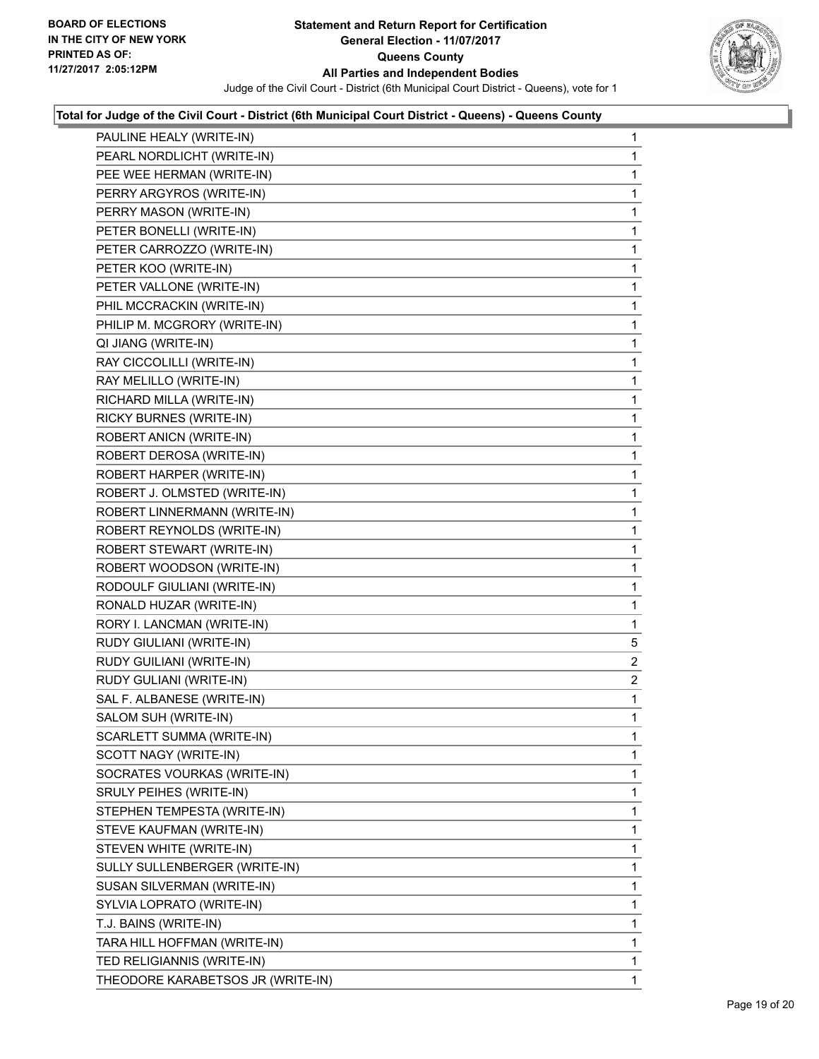**Total for Judge of the Civil Court - District (6th Municipal Court District - Queens) - Queens County**

| Candidate | Votes |
| --- | --- |
| PAULINE HEALY (WRITE-IN) | 1 |
| PEARL NORDLICHT (WRITE-IN) | 1 |
| PEE WEE HERMAN (WRITE-IN) | 1 |
| PERRY ARGYROS (WRITE-IN) | 1 |
| PERRY MASON (WRITE-IN) | 1 |
| PETER BONELLI (WRITE-IN) | 1 |
| PETER CARROZZO (WRITE-IN) | 1 |
| PETER KOO (WRITE-IN) | 1 |
| PETER VALLONE (WRITE-IN) | 1 |
| PHIL MCCRACKIN (WRITE-IN) | 1 |
| PHILIP M. MCGRORY (WRITE-IN) | 1 |
| QI JIANG (WRITE-IN) | 1 |
| RAY CICCOLILLI (WRITE-IN) | 1 |
| RAY MELILLO (WRITE-IN) | 1 |
| RICHARD MILLA (WRITE-IN) | 1 |
| RICKY BURNES (WRITE-IN) | 1 |
| ROBERT ANICN (WRITE-IN) | 1 |
| ROBERT DEROSA (WRITE-IN) | 1 |
| ROBERT HARPER (WRITE-IN) | 1 |
| ROBERT J. OLMSTED (WRITE-IN) | 1 |
| ROBERT LINNERMANN (WRITE-IN) | 1 |
| ROBERT REYNOLDS (WRITE-IN) | 1 |
| ROBERT STEWART (WRITE-IN) | 1 |
| ROBERT WOODSON (WRITE-IN) | 1 |
| RODOULF GIULIANI (WRITE-IN) | 1 |
| RONALD HUZAR (WRITE-IN) | 1 |
| RORY I. LANCMAN (WRITE-IN) | 1 |
| RUDY GIULIANI (WRITE-IN) | 5 |
| RUDY GUILIANI (WRITE-IN) | 2 |
| RUDY GULIANI (WRITE-IN) | 2 |
| SAL F. ALBANESE (WRITE-IN) | 1 |
| SALOM SUH (WRITE-IN) | 1 |
| SCARLETT SUMMA (WRITE-IN) | 1 |
| SCOTT NAGY (WRITE-IN) | 1 |
| SOCRATES VOURKAS (WRITE-IN) | 1 |
| SRULY PEIHES (WRITE-IN) | 1 |
| STEPHEN TEMPESTA (WRITE-IN) | 1 |
| STEVE KAUFMAN (WRITE-IN) | 1 |
| STEVEN WHITE (WRITE-IN) | 1 |
| SULLY SULLENBERGER (WRITE-IN) | 1 |
| SUSAN SILVERMAN (WRITE-IN) | 1 |
| SYLVIA LOPRATO (WRITE-IN) | 1 |
| T.J. BAINS (WRITE-IN) | 1 |
| TARA HILL HOFFMAN (WRITE-IN) | 1 |
| TED RELIGIANNIS (WRITE-IN) | 1 |
| THEODORE KARABETSOS JR (WRITE-IN) | 1 |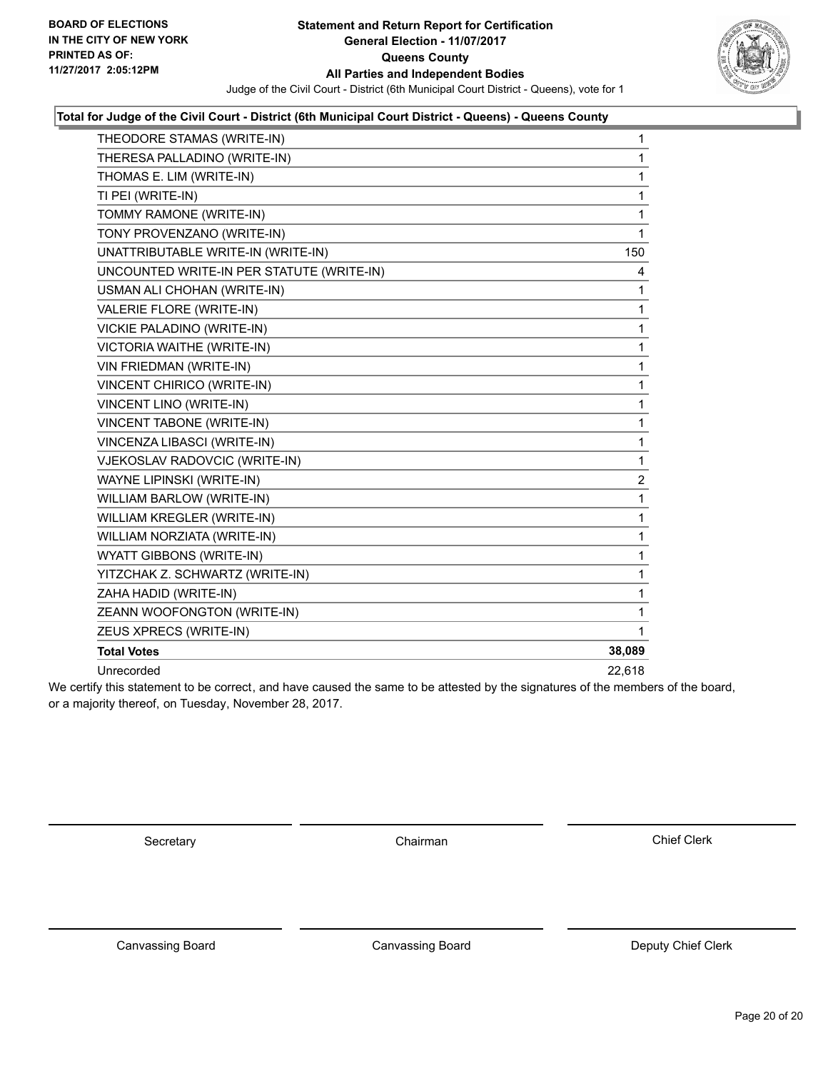**BOARD OF ELECTIONS IN THE CITY OF NEW YORK PRINTED AS OF: 11/27/2017 2:05:12PM**

**Statement and Return Report for Certification**
**General Election - 11/07/2017**
**Queens County**
**All Parties and Independent Bodies**

Judge of the Civil Court - District (6th Municipal Court District - Queens), vote for 1

**Total for Judge of the Civil Court - District (6th Municipal Court District - Queens) - Queens County**

| | |
|---|---|
| THEODORE STAMAS (WRITE-IN) | 1 |
| THERESA PALLADINO (WRITE-IN) | 1 |
| THOMAS E. LIM (WRITE-IN) | 1 |
| TI PEI (WRITE-IN) | 1 |
| TOMMY RAMONE (WRITE-IN) | 1 |
| TONY PROVENZANO (WRITE-IN) | 1 |
| UNATTRIBUTABLE WRITE-IN (WRITE-IN) | 150 |
| UNCOUNTED WRITE-IN PER STATUTE (WRITE-IN) | 4 |
| USMAN ALI CHOHAN (WRITE-IN) | 1 |
| VALERIE FLORE (WRITE-IN) | 1 |
| VICKIE PALADINO (WRITE-IN) | 1 |
| VICTORIA WAITHE (WRITE-IN) | 1 |
| VIN FRIEDMAN (WRITE-IN) | 1 |
| VINCENT CHIRICO (WRITE-IN) | 1 |
| VINCENT LINO (WRITE-IN) | 1 |
| VINCENT TABONE (WRITE-IN) | 1 |
| VINCENZA LIBASCI (WRITE-IN) | 1 |
| VJEKOSLAV RADOVCIC (WRITE-IN) | 1 |
| WAYNE LIPINSKI (WRITE-IN) | 2 |
| WILLIAM BARLOW (WRITE-IN) | 1 |
| WILLIAM KREGLER (WRITE-IN) | 1 |
| WILLIAM NORZIATA (WRITE-IN) | 1 |
| WYATT GIBBONS (WRITE-IN) | 1 |
| YITZCHAK Z. SCHWARTZ (WRITE-IN) | 1 |
| ZAHA HADID (WRITE-IN) | 1 |
| ZEANN WOOFONGTON (WRITE-IN) | 1 |
| ZEUS XPRECS (WRITE-IN) | 1 |
| **Total Votes** | **38,089** |
| Unrecorded | 22,618 |

We certify this statement to be correct, and have caused the same to be attested by the signatures of the members of the board, or a majority thereof, on Tuesday, November 28, 2017.

Secretary — Chairman — Chief Clerk

Canvassing Board — Canvassing Board — Deputy Chief Clerk